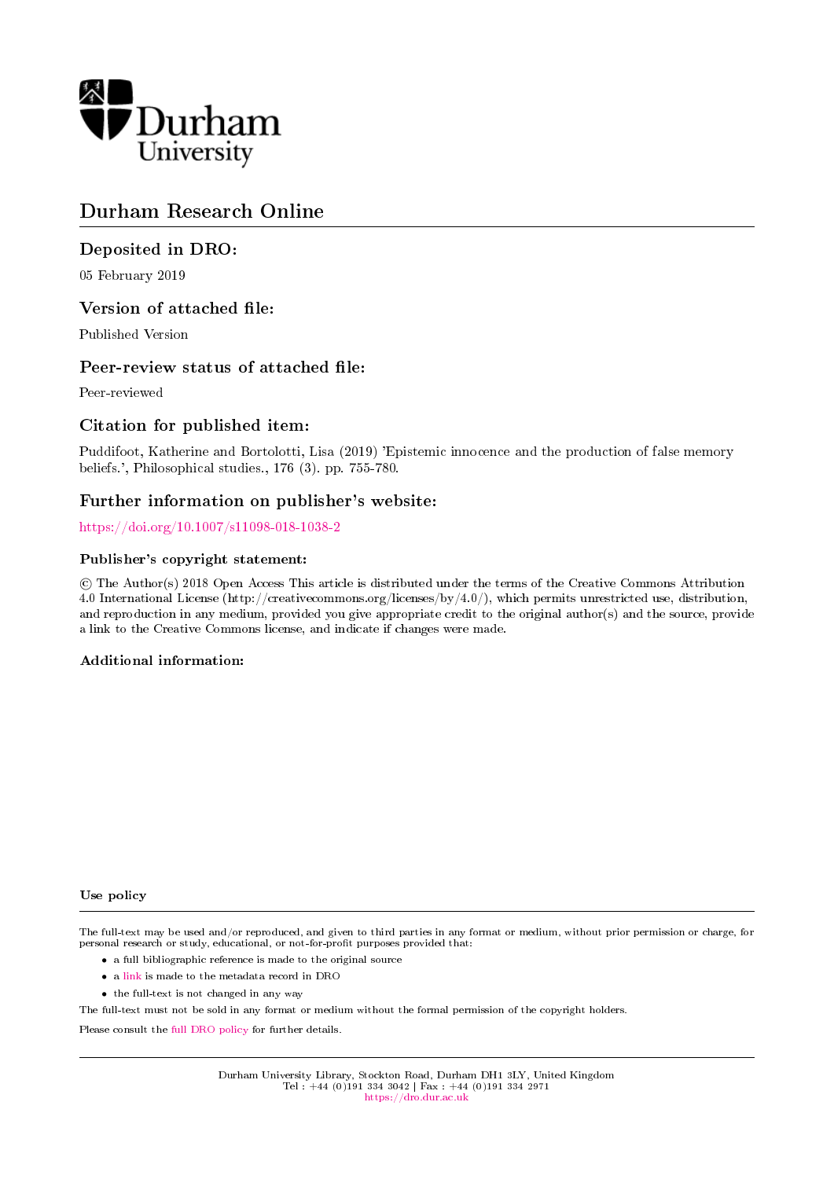Durham University

# Durham Research Online

## Deposited in DRO:

05 February 2019

## Version of attached file:

Published Version

## Peer-review status of attached file:

Peer-reviewed

## Citation for published item:

Puddifoot, Katherine and Bortolotti, Lisa (2019) 'Epistemic innocence and the production of false memory beliefs.', Philosophical studies., 176 (3). pp. 755-780.

## Further information on publisher's website:

https://doi.org/10.1007/s11098-018-1038-2

### Publisher's copyright statement:

© The Author(s) 2018 Open Access This article is distributed under the terms of the Creative Commons Attribution 4.0 International License (http://creativecommons.org/licenses/by/4.0/), which permits unrestricted use, distribution, and reproduction in any medium, provided you give appropriate credit to the original author(s) and the source, provide a link to the Creative Commons license, and indicate if changes were made.

### Additional information:

### Use policy

The full-text may be used and/or reproduced, and given to third parties in any format or medium, without prior permission or charge, for personal research or study, educational, or not-for-profit purposes provided that:

- a full bibliographic reference is made to the original source
- a link is made to the metadata record in DRO
- the full-text is not changed in any way

The full-text must not be sold in any format or medium without the formal permission of the copyright holders.

Please consult the full DRO policy for further details.

Durham University Library, Stockton Road, Durham DH1 3LY, United Kingdom
Tel : +44 (0)191 334 3042 | Fax : +44 (0)191 334 2971
https://dro.dur.ac.uk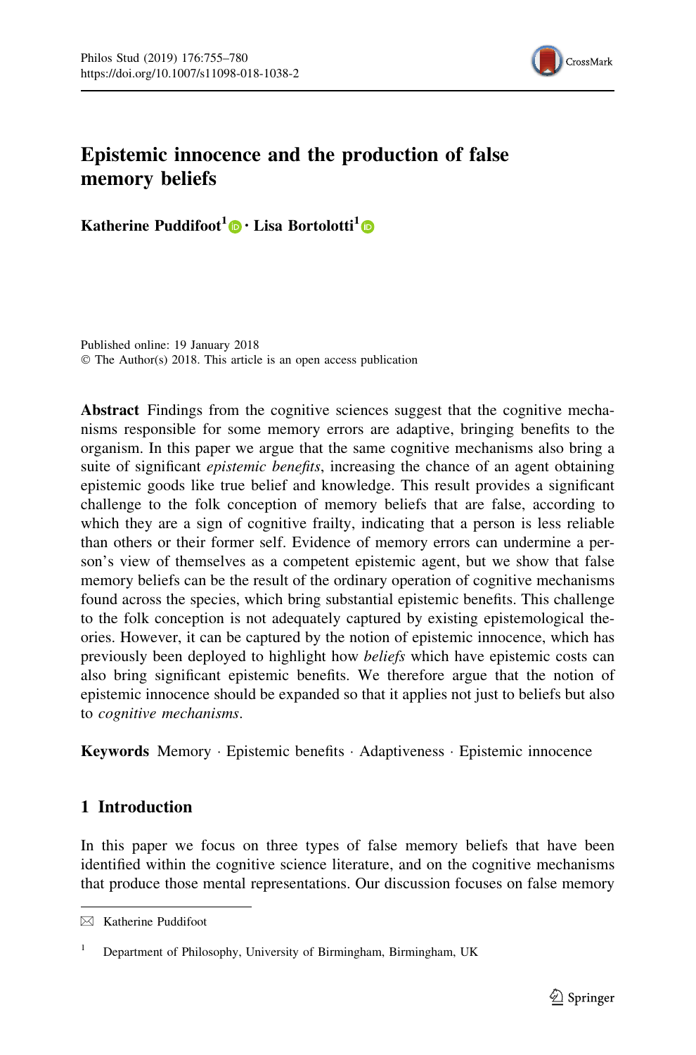# Epistemic innocence and the production of false memory beliefs

**Katherine Puddifoot**[1] · **Lisa Bortolotti**[1]

Published online: 19 January 2018
© The Author(s) 2018. This article is an open access publication

**Abstract** Findings from the cognitive sciences suggest that the cognitive mechanisms responsible for some memory errors are adaptive, bringing benefits to the organism. In this paper we argue that the same cognitive mechanisms also bring a suite of significant *epistemic benefits*, increasing the chance of an agent obtaining epistemic goods like true belief and knowledge. This result provides a significant challenge to the folk conception of memory beliefs that are false, according to which they are a sign of cognitive frailty, indicating that a person is less reliable than others or their former self. Evidence of memory errors can undermine a person's view of themselves as a competent epistemic agent, but we show that false memory beliefs can be the result of the ordinary operation of cognitive mechanisms found across the species, which bring substantial epistemic benefits. This challenge to the folk conception is not adequately captured by existing epistemological theories. However, it can be captured by the notion of epistemic innocence, which has previously been deployed to highlight how *beliefs* which have epistemic costs can also bring significant epistemic benefits. We therefore argue that the notion of epistemic innocence should be expanded so that it applies not just to beliefs but also to *cognitive mechanisms*.

**Keywords** Memory · Epistemic benefits · Adaptiveness · Epistemic innocence

## 1 Introduction

In this paper we focus on three types of false memory beliefs that have been identified within the cognitive science literature, and on the cognitive mechanisms that produce those mental representations. Our discussion focuses on false memory

---

✉ Katherine Puddifoot

[1] Department of Philosophy, University of Birmingham, Birmingham, UK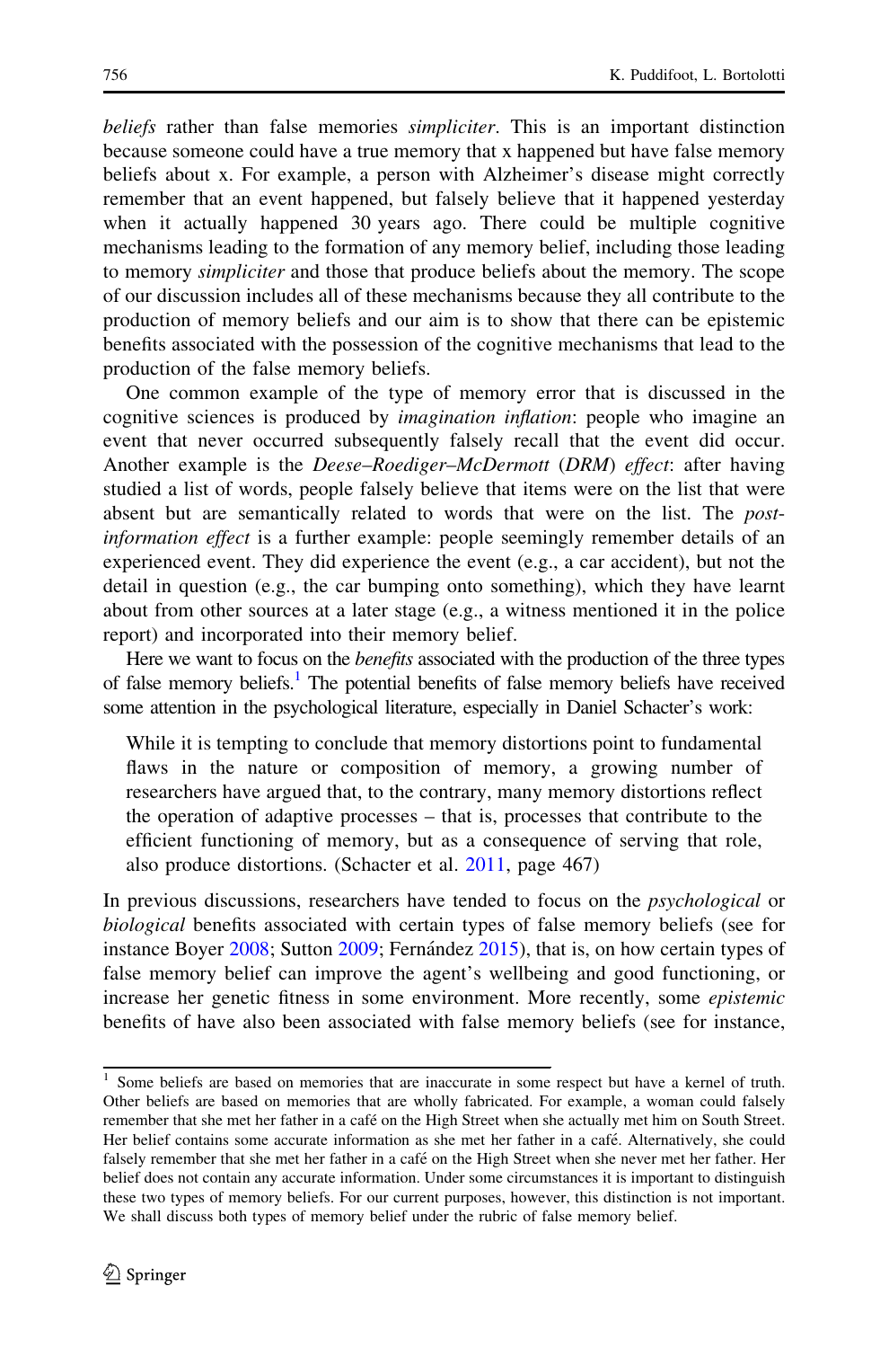*beliefs* rather than false memories *simpliciter*. This is an important distinction because someone could have a true memory that x happened but have false memory beliefs about x. For example, a person with Alzheimer's disease might correctly remember that an event happened, but falsely believe that it happened yesterday when it actually happened 30 years ago. There could be multiple cognitive mechanisms leading to the formation of any memory belief, including those leading to memory *simpliciter* and those that produce beliefs about the memory. The scope of our discussion includes all of these mechanisms because they all contribute to the production of memory beliefs and our aim is to show that there can be epistemic benefits associated with the possession of the cognitive mechanisms that lead to the production of the false memory beliefs.

One common example of the type of memory error that is discussed in the cognitive sciences is produced by *imagination inflation*: people who imagine an event that never occurred subsequently falsely recall that the event did occur. Another example is the *Deese–Roediger–McDermott* (*DRM*) *effect*: after having studied a list of words, people falsely believe that items were on the list that were absent but are semantically related to words that were on the list. The *post-information effect* is a further example: people seemingly remember details of an experienced event. They did experience the event (e.g., a car accident), but not the detail in question (e.g., the car bumping onto something), which they have learnt about from other sources at a later stage (e.g., a witness mentioned it in the police report) and incorporated into their memory belief.

Here we want to focus on the *benefits* associated with the production of the three types of false memory beliefs.[1] The potential benefits of false memory beliefs have received some attention in the psychological literature, especially in Daniel Schacter's work:

> While it is tempting to conclude that memory distortions point to fundamental flaws in the nature or composition of memory, a growing number of researchers have argued that, to the contrary, many memory distortions reflect the operation of adaptive processes – that is, processes that contribute to the efficient functioning of memory, but as a consequence of serving that role, also produce distortions. (Schacter et al. 2011, page 467)

In previous discussions, researchers have tended to focus on the *psychological* or *biological* benefits associated with certain types of false memory beliefs (see for instance Boyer 2008; Sutton 2009; Fernández 2015), that is, on how certain types of false memory belief can improve the agent's wellbeing and good functioning, or increase her genetic fitness in some environment. More recently, some *epistemic* benefits of have also been associated with false memory beliefs (see for instance,

[1] Some beliefs are based on memories that are inaccurate in some respect but have a kernel of truth. Other beliefs are based on memories that are wholly fabricated. For example, a woman could falsely remember that she met her father in a café on the High Street when she actually met him on South Street. Her belief contains some accurate information as she met her father in a café. Alternatively, she could falsely remember that she met her father in a café on the High Street when she never met her father. Her belief does not contain any accurate information. Under some circumstances it is important to distinguish these two types of memory beliefs. For our current purposes, however, this distinction is not important. We shall discuss both types of memory belief under the rubric of false memory belief.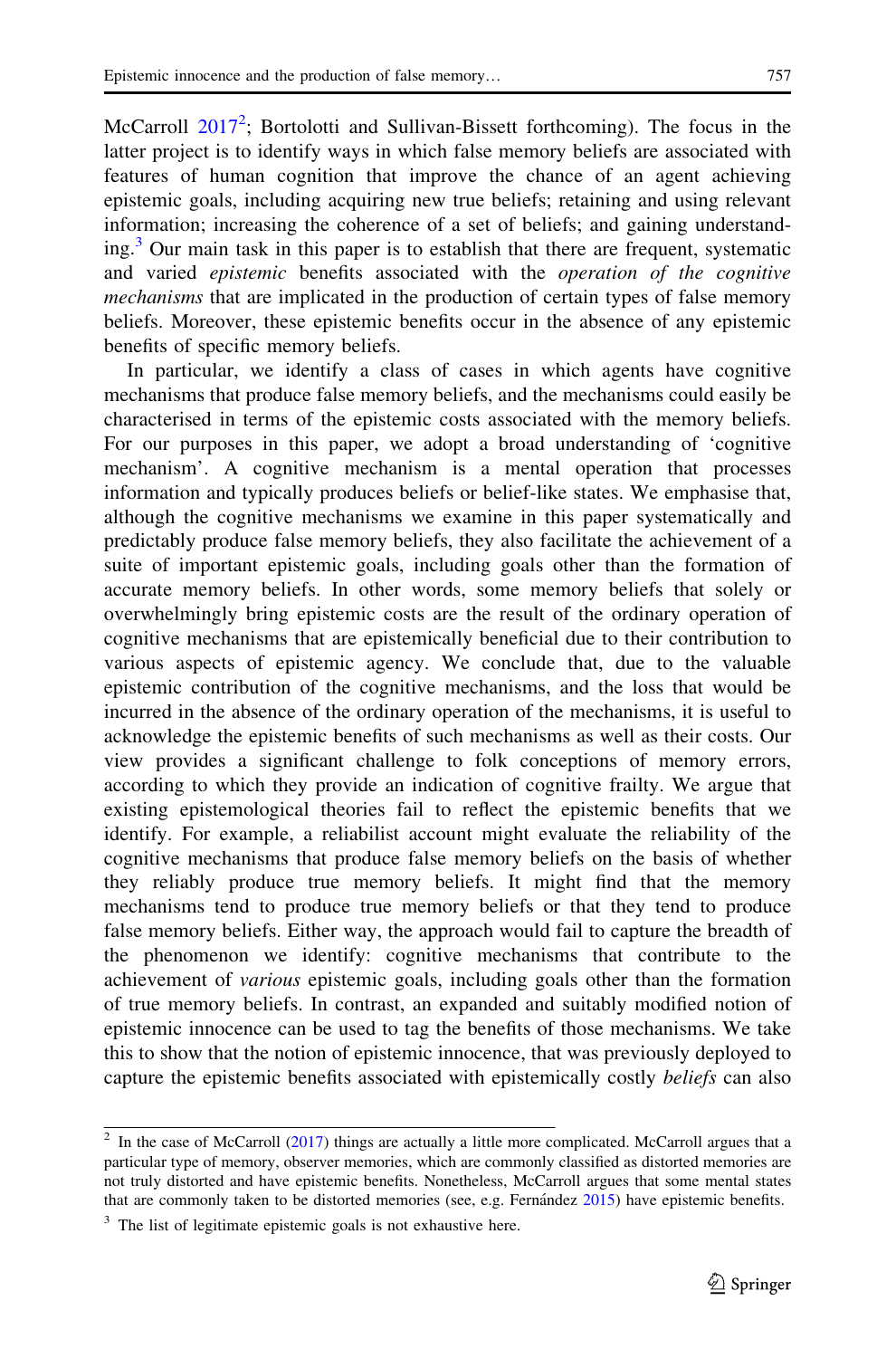McCarroll 2017[2]; Bortolotti and Sullivan-Bissett forthcoming). The focus in the latter project is to identify ways in which false memory beliefs are associated with features of human cognition that improve the chance of an agent achieving epistemic goals, including acquiring new true beliefs; retaining and using relevant information; increasing the coherence of a set of beliefs; and gaining understanding.[3] Our main task in this paper is to establish that there are frequent, systematic and varied *epistemic* benefits associated with the *operation of the cognitive mechanisms* that are implicated in the production of certain types of false memory beliefs. Moreover, these epistemic benefits occur in the absence of any epistemic benefits of specific memory beliefs.

In particular, we identify a class of cases in which agents have cognitive mechanisms that produce false memory beliefs, and the mechanisms could easily be characterised in terms of the epistemic costs associated with the memory beliefs. For our purposes in this paper, we adopt a broad understanding of 'cognitive mechanism'. A cognitive mechanism is a mental operation that processes information and typically produces beliefs or belief-like states. We emphasise that, although the cognitive mechanisms we examine in this paper systematically and predictably produce false memory beliefs, they also facilitate the achievement of a suite of important epistemic goals, including goals other than the formation of accurate memory beliefs. In other words, some memory beliefs that solely or overwhelmingly bring epistemic costs are the result of the ordinary operation of cognitive mechanisms that are epistemically beneficial due to their contribution to various aspects of epistemic agency. We conclude that, due to the valuable epistemic contribution of the cognitive mechanisms, and the loss that would be incurred in the absence of the ordinary operation of the mechanisms, it is useful to acknowledge the epistemic benefits of such mechanisms as well as their costs. Our view provides a significant challenge to folk conceptions of memory errors, according to which they provide an indication of cognitive frailty. We argue that existing epistemological theories fail to reflect the epistemic benefits that we identify. For example, a reliabilist account might evaluate the reliability of the cognitive mechanisms that produce false memory beliefs on the basis of whether they reliably produce true memory beliefs. It might find that the memory mechanisms tend to produce true memory beliefs or that they tend to produce false memory beliefs. Either way, the approach would fail to capture the breadth of the phenomenon we identify: cognitive mechanisms that contribute to the achievement of *various* epistemic goals, including goals other than the formation of true memory beliefs. In contrast, an expanded and suitably modified notion of epistemic innocence can be used to tag the benefits of those mechanisms. We take this to show that the notion of epistemic innocence, that was previously deployed to capture the epistemic benefits associated with epistemically costly *beliefs* can also

[2] In the case of McCarroll (2017) things are actually a little more complicated. McCarroll argues that a particular type of memory, observer memories, which are commonly classified as distorted memories are not truly distorted and have epistemic benefits. Nonetheless, McCarroll argues that some mental states that are commonly taken to be distorted memories (see, e.g. Fernández 2015) have epistemic benefits.

[3] The list of legitimate epistemic goals is not exhaustive here.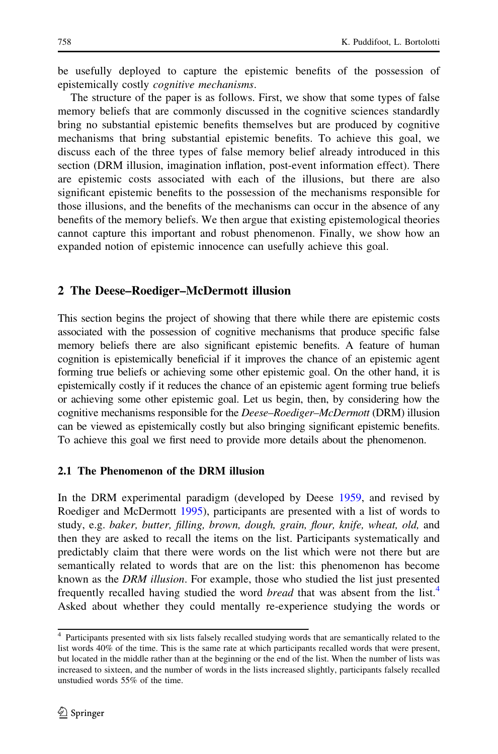be usefully deployed to capture the epistemic benefits of the possession of epistemically costly *cognitive mechanisms*.

The structure of the paper is as follows. First, we show that some types of false memory beliefs that are commonly discussed in the cognitive sciences standardly bring no substantial epistemic benefits themselves but are produced by cognitive mechanisms that bring substantial epistemic benefits. To achieve this goal, we discuss each of the three types of false memory belief already introduced in this section (DRM illusion, imagination inflation, post-event information effect). There are epistemic costs associated with each of the illusions, but there are also significant epistemic benefits to the possession of the mechanisms responsible for those illusions, and the benefits of the mechanisms can occur in the absence of any benefits of the memory beliefs. We then argue that existing epistemological theories cannot capture this important and robust phenomenon. Finally, we show how an expanded notion of epistemic innocence can usefully achieve this goal.

## 2 The Deese–Roediger–McDermott illusion

This section begins the project of showing that there while there are epistemic costs associated with the possession of cognitive mechanisms that produce specific false memory beliefs there are also significant epistemic benefits. A feature of human cognition is epistemically beneficial if it improves the chance of an epistemic agent forming true beliefs or achieving some other epistemic goal. On the other hand, it is epistemically costly if it reduces the chance of an epistemic agent forming true beliefs or achieving some other epistemic goal. Let us begin, then, by considering how the cognitive mechanisms responsible for the *Deese–Roediger–McDermott* (DRM) illusion can be viewed as epistemically costly but also bringing significant epistemic benefits. To achieve this goal we first need to provide more details about the phenomenon.

### 2.1 The Phenomenon of the DRM illusion

In the DRM experimental paradigm (developed by Deese 1959, and revised by Roediger and McDermott 1995), participants are presented with a list of words to study, e.g. *baker, butter, filling, brown, dough, grain, flour, knife, wheat, old,* and then they are asked to recall the items on the list. Participants systematically and predictably claim that there were words on the list which were not there but are semantically related to words that are on the list: this phenomenon has become known as the *DRM illusion*. For example, those who studied the list just presented frequently recalled having studied the word *bread* that was absent from the list.[4] Asked about whether they could mentally re-experience studying the words or

[4] Participants presented with six lists falsely recalled studying words that are semantically related to the list words 40% of the time. This is the same rate at which participants recalled words that were present, but located in the middle rather than at the beginning or the end of the list. When the number of lists was increased to sixteen, and the number of words in the lists increased slightly, participants falsely recalled unstudied words 55% of the time.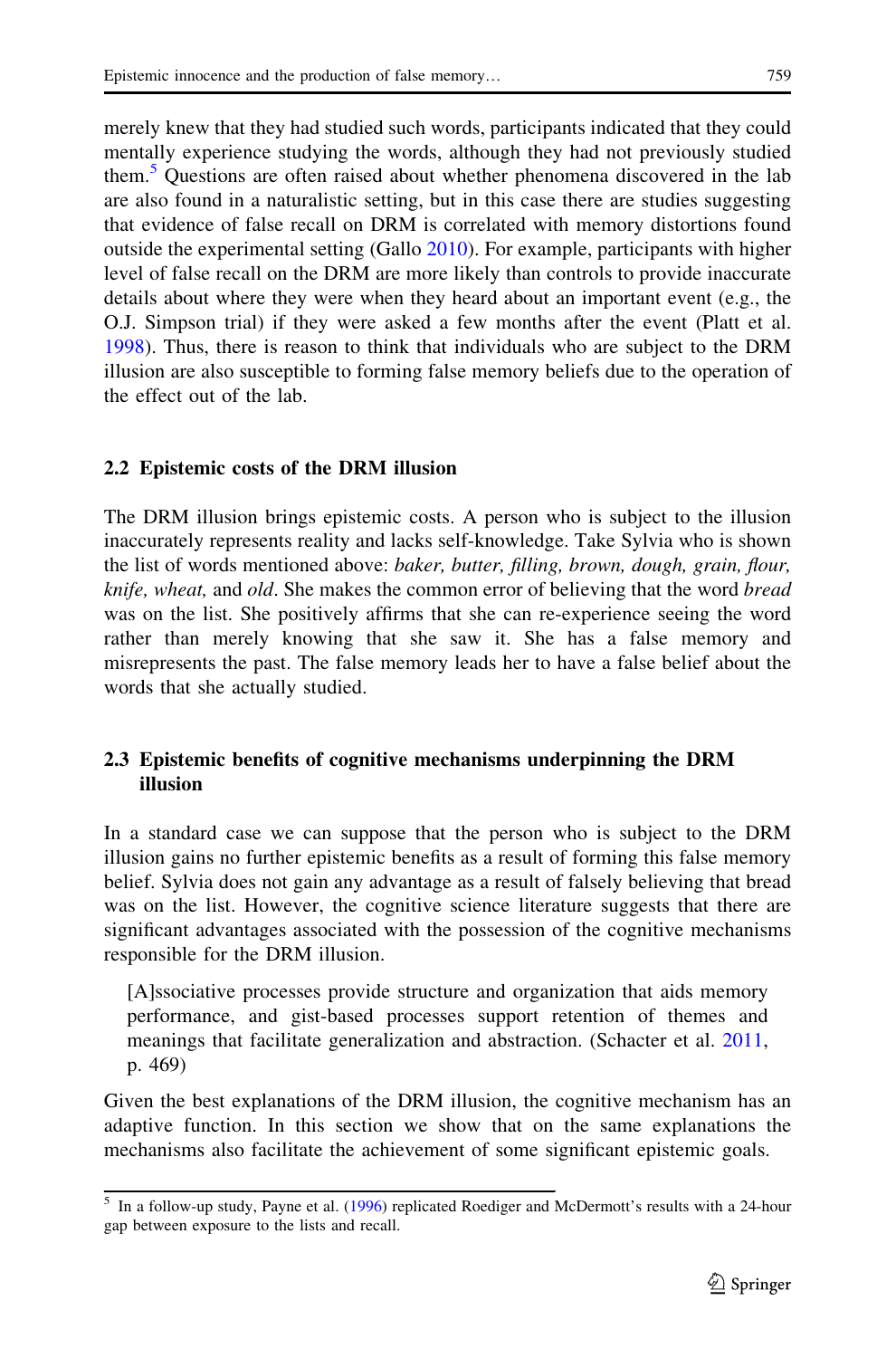merely knew that they had studied such words, participants indicated that they could mentally experience studying the words, although they had not previously studied them.[5] Questions are often raised about whether phenomena discovered in the lab are also found in a naturalistic setting, but in this case there are studies suggesting that evidence of false recall on DRM is correlated with memory distortions found outside the experimental setting (Gallo 2010). For example, participants with higher level of false recall on the DRM are more likely than controls to provide inaccurate details about where they were when they heard about an important event (e.g., the O.J. Simpson trial) if they were asked a few months after the event (Platt et al. 1998). Thus, there is reason to think that individuals who are subject to the DRM illusion are also susceptible to forming false memory beliefs due to the operation of the effect out of the lab.

### 2.2 Epistemic costs of the DRM illusion

The DRM illusion brings epistemic costs. A person who is subject to the illusion inaccurately represents reality and lacks self-knowledge. Take Sylvia who is shown the list of words mentioned above: *baker, butter, filling, brown, dough, grain, flour, knife, wheat,* and *old*. She makes the common error of believing that the word *bread* was on the list. She positively affirms that she can re-experience seeing the word rather than merely knowing that she saw it. She has a false memory and misrepresents the past. The false memory leads her to have a false belief about the words that she actually studied.

### 2.3 Epistemic benefits of cognitive mechanisms underpinning the DRM illusion

In a standard case we can suppose that the person who is subject to the DRM illusion gains no further epistemic benefits as a result of forming this false memory belief. Sylvia does not gain any advantage as a result of falsely believing that bread was on the list. However, the cognitive science literature suggests that there are significant advantages associated with the possession of the cognitive mechanisms responsible for the DRM illusion.

> [A]ssociative processes provide structure and organization that aids memory performance, and gist-based processes support retention of themes and meanings that facilitate generalization and abstraction. (Schacter et al. 2011, p. 469)

Given the best explanations of the DRM illusion, the cognitive mechanism has an adaptive function. In this section we show that on the same explanations the mechanisms also facilitate the achievement of some significant epistemic goals.

---

[5] In a follow-up study, Payne et al. (1996) replicated Roediger and McDermott's results with a 24-hour gap between exposure to the lists and recall.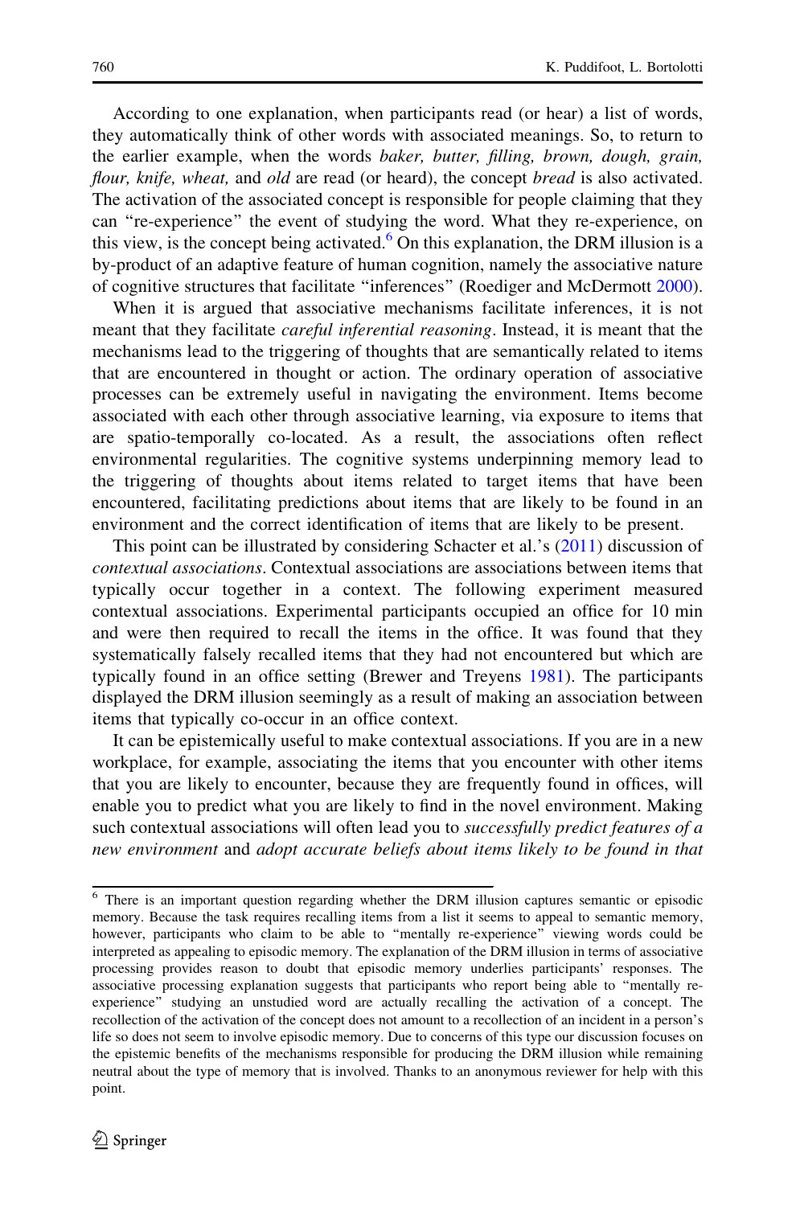According to one explanation, when participants read (or hear) a list of words, they automatically think of other words with associated meanings. So, to return to the earlier example, when the words *baker, butter, filling, brown, dough, grain, flour, knife, wheat,* and *old* are read (or heard), the concept *bread* is also activated. The activation of the associated concept is responsible for people claiming that they can "re-experience" the event of studying the word. What they re-experience, on this view, is the concept being activated.[6] On this explanation, the DRM illusion is a by-product of an adaptive feature of human cognition, namely the associative nature of cognitive structures that facilitate "inferences" (Roediger and McDermott 2000).

When it is argued that associative mechanisms facilitate inferences, it is not meant that they facilitate *careful inferential reasoning*. Instead, it is meant that the mechanisms lead to the triggering of thoughts that are semantically related to items that are encountered in thought or action. The ordinary operation of associative processes can be extremely useful in navigating the environment. Items become associated with each other through associative learning, via exposure to items that are spatio-temporally co-located. As a result, the associations often reflect environmental regularities. The cognitive systems underpinning memory lead to the triggering of thoughts about items related to target items that have been encountered, facilitating predictions about items that are likely to be found in an environment and the correct identification of items that are likely to be present.

This point can be illustrated by considering Schacter et al.'s (2011) discussion of *contextual associations*. Contextual associations are associations between items that typically occur together in a context. The following experiment measured contextual associations. Experimental participants occupied an office for 10 min and were then required to recall the items in the office. It was found that they systematically falsely recalled items that they had not encountered but which are typically found in an office setting (Brewer and Treyens 1981). The participants displayed the DRM illusion seemingly as a result of making an association between items that typically co-occur in an office context.

It can be epistemically useful to make contextual associations. If you are in a new workplace, for example, associating the items that you encounter with other items that you are likely to encounter, because they are frequently found in offices, will enable you to predict what you are likely to find in the novel environment. Making such contextual associations will often lead you to *successfully predict features of a new environment* and *adopt accurate beliefs about items likely to be found in that*

[6] There is an important question regarding whether the DRM illusion captures semantic or episodic memory. Because the task requires recalling items from a list it seems to appeal to semantic memory, however, participants who claim to be able to "mentally re-experience" viewing words could be interpreted as appealing to episodic memory. The explanation of the DRM illusion in terms of associative processing provides reason to doubt that episodic memory underlies participants' responses. The associative processing explanation suggests that participants who report being able to "mentally re-experience" studying an unstudied word are actually recalling the activation of a concept. The recollection of the activation of the concept does not amount to a recollection of an incident in a person's life so does not seem to involve episodic memory. Due to concerns of this type our discussion focuses on the epistemic benefits of the mechanisms responsible for producing the DRM illusion while remaining neutral about the type of memory that is involved. Thanks to an anonymous reviewer for help with this point.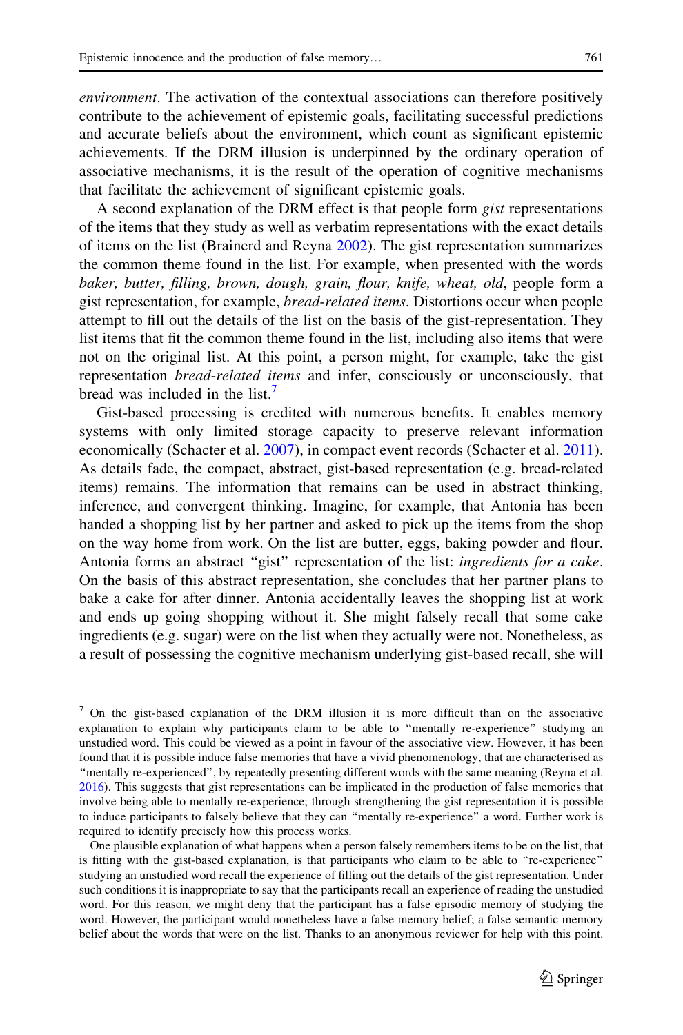*environment*. The activation of the contextual associations can therefore positively contribute to the achievement of epistemic goals, facilitating successful predictions and accurate beliefs about the environment, which count as significant epistemic achievements. If the DRM illusion is underpinned by the ordinary operation of associative mechanisms, it is the result of the operation of cognitive mechanisms that facilitate the achievement of significant epistemic goals.

A second explanation of the DRM effect is that people form *gist* representations of the items that they study as well as verbatim representations with the exact details of items on the list (Brainerd and Reyna 2002). The gist representation summarizes the common theme found in the list. For example, when presented with the words *baker, butter, filling, brown, dough, grain, flour, knife, wheat, old*, people form a gist representation, for example, *bread-related items*. Distortions occur when people attempt to fill out the details of the list on the basis of the gist-representation. They list items that fit the common theme found in the list, including also items that were not on the original list. At this point, a person might, for example, take the gist representation *bread-related items* and infer, consciously or unconsciously, that bread was included in the list.[7]

Gist-based processing is credited with numerous benefits. It enables memory systems with only limited storage capacity to preserve relevant information economically (Schacter et al. 2007), in compact event records (Schacter et al. 2011). As details fade, the compact, abstract, gist-based representation (e.g. bread-related items) remains. The information that remains can be used in abstract thinking, inference, and convergent thinking. Imagine, for example, that Antonia has been handed a shopping list by her partner and asked to pick up the items from the shop on the way home from work. On the list are butter, eggs, baking powder and flour. Antonia forms an abstract "gist" representation of the list: *ingredients for a cake*. On the basis of this abstract representation, she concludes that her partner plans to bake a cake for after dinner. Antonia accidentally leaves the shopping list at work and ends up going shopping without it. She might falsely recall that some cake ingredients (e.g. sugar) were on the list when they actually were not. Nonetheless, as a result of possessing the cognitive mechanism underlying gist-based recall, she will

---

[7] On the gist-based explanation of the DRM illusion it is more difficult than on the associative explanation to explain why participants claim to be able to "mentally re-experience" studying an unstudied word. This could be viewed as a point in favour of the associative view. However, it has been found that it is possible induce false memories that have a vivid phenomenology, that are characterised as "mentally re-experienced", by repeatedly presenting different words with the same meaning (Reyna et al. 2016). This suggests that gist representations can be implicated in the production of false memories that involve being able to mentally re-experience; through strengthening the gist representation it is possible to induce participants to falsely believe that they can "mentally re-experience" a word. Further work is required to identify precisely how this process works.

One plausible explanation of what happens when a person falsely remembers items to be on the list, that is fitting with the gist-based explanation, is that participants who claim to be able to "re-experience" studying an unstudied word recall the experience of filling out the details of the gist representation. Under such conditions it is inappropriate to say that the participants recall an experience of reading the unstudied word. For this reason, we might deny that the participant has a false episodic memory of studying the word. However, the participant would nonetheless have a false memory belief; a false semantic memory belief about the words that were on the list. Thanks to an anonymous reviewer for help with this point.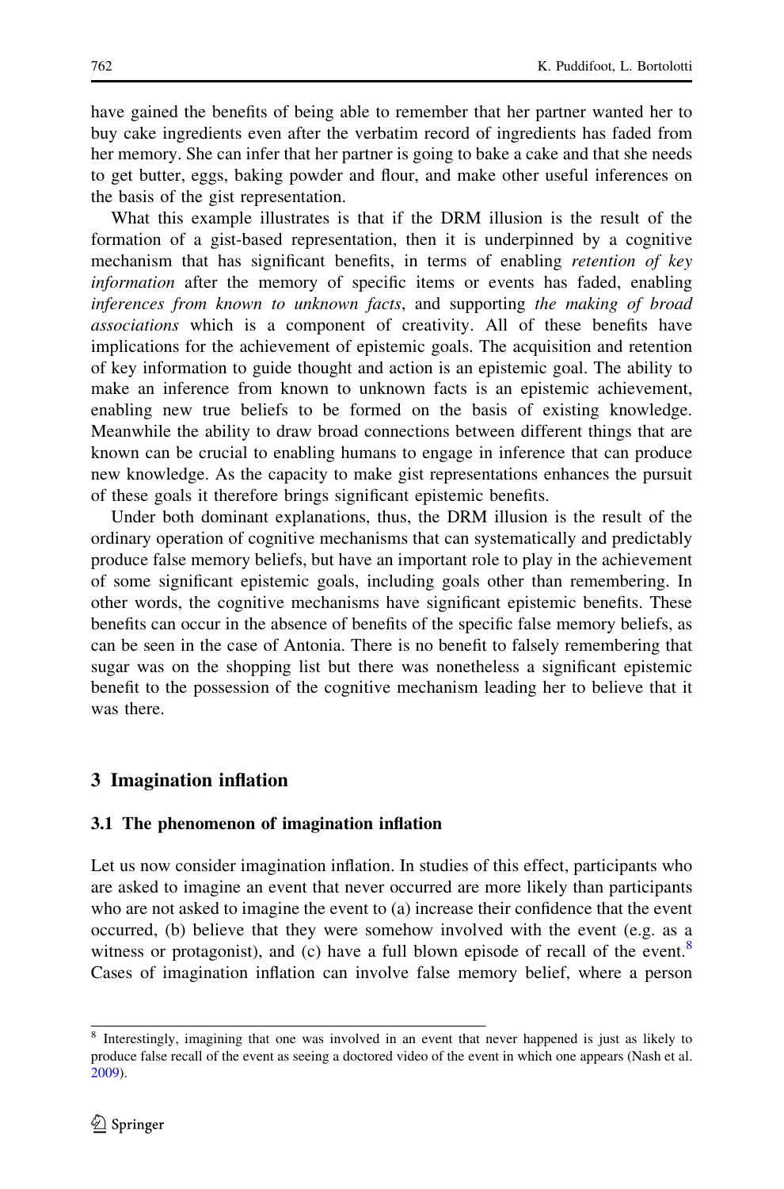have gained the benefits of being able to remember that her partner wanted her to buy cake ingredients even after the verbatim record of ingredients has faded from her memory. She can infer that her partner is going to bake a cake and that she needs to get butter, eggs, baking powder and flour, and make other useful inferences on the basis of the gist representation.

What this example illustrates is that if the DRM illusion is the result of the formation of a gist-based representation, then it is underpinned by a cognitive mechanism that has significant benefits, in terms of enabling *retention of key information* after the memory of specific items or events has faded, enabling *inferences from known to unknown facts*, and supporting *the making of broad associations* which is a component of creativity. All of these benefits have implications for the achievement of epistemic goals. The acquisition and retention of key information to guide thought and action is an epistemic goal. The ability to make an inference from known to unknown facts is an epistemic achievement, enabling new true beliefs to be formed on the basis of existing knowledge. Meanwhile the ability to draw broad connections between different things that are known can be crucial to enabling humans to engage in inference that can produce new knowledge. As the capacity to make gist representations enhances the pursuit of these goals it therefore brings significant epistemic benefits.

Under both dominant explanations, thus, the DRM illusion is the result of the ordinary operation of cognitive mechanisms that can systematically and predictably produce false memory beliefs, but have an important role to play in the achievement of some significant epistemic goals, including goals other than remembering. In other words, the cognitive mechanisms have significant epistemic benefits. These benefits can occur in the absence of benefits of the specific false memory beliefs, as can be seen in the case of Antonia. There is no benefit to falsely remembering that sugar was on the shopping list but there was nonetheless a significant epistemic benefit to the possession of the cognitive mechanism leading her to believe that it was there.

## 3 Imagination inflation

### 3.1 The phenomenon of imagination inflation

Let us now consider imagination inflation. In studies of this effect, participants who are asked to imagine an event that never occurred are more likely than participants who are not asked to imagine the event to (a) increase their confidence that the event occurred, (b) believe that they were somehow involved with the event (e.g. as a witness or protagonist), and (c) have a full blown episode of recall of the event.[8] Cases of imagination inflation can involve false memory belief, where a person

[8] Interestingly, imagining that one was involved in an event that never happened is just as likely to produce false recall of the event as seeing a doctored video of the event in which one appears (Nash et al. 2009).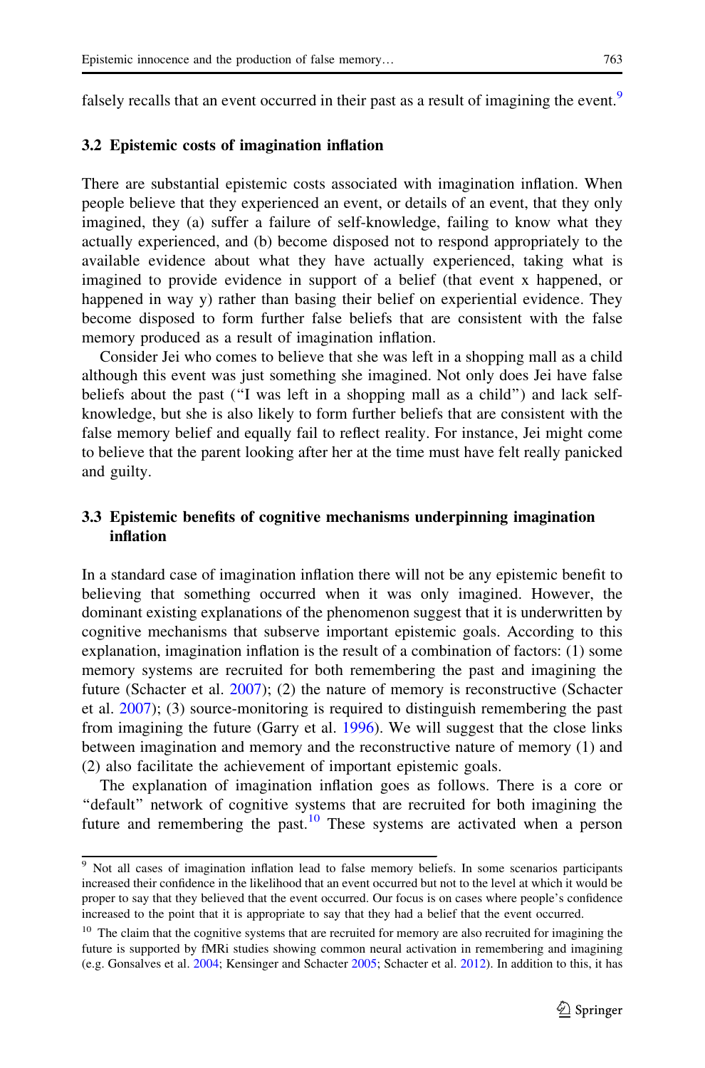falsely recalls that an event occurred in their past as a result of imagining the event.[9]

### 3.2 Epistemic costs of imagination inflation

There are substantial epistemic costs associated with imagination inflation. When people believe that they experienced an event, or details of an event, that they only imagined, they (a) suffer a failure of self-knowledge, failing to know what they actually experienced, and (b) become disposed not to respond appropriately to the available evidence about what they have actually experienced, taking what is imagined to provide evidence in support of a belief (that event x happened, or happened in way y) rather than basing their belief on experiential evidence. They become disposed to form further false beliefs that are consistent with the false memory produced as a result of imagination inflation.

Consider Jei who comes to believe that she was left in a shopping mall as a child although this event was just something she imagined. Not only does Jei have false beliefs about the past ("I was left in a shopping mall as a child") and lack self-knowledge, but she is also likely to form further beliefs that are consistent with the false memory belief and equally fail to reflect reality. For instance, Jei might come to believe that the parent looking after her at the time must have felt really panicked and guilty.

### 3.3 Epistemic benefits of cognitive mechanisms underpinning imagination inflation

In a standard case of imagination inflation there will not be any epistemic benefit to believing that something occurred when it was only imagined. However, the dominant existing explanations of the phenomenon suggest that it is underwritten by cognitive mechanisms that subserve important epistemic goals. According to this explanation, imagination inflation is the result of a combination of factors: (1) some memory systems are recruited for both remembering the past and imagining the future (Schacter et al. 2007); (2) the nature of memory is reconstructive (Schacter et al. 2007); (3) source-monitoring is required to distinguish remembering the past from imagining the future (Garry et al. 1996). We will suggest that the close links between imagination and memory and the reconstructive nature of memory (1) and (2) also facilitate the achievement of important epistemic goals.

The explanation of imagination inflation goes as follows. There is a core or "default" network of cognitive systems that are recruited for both imagining the future and remembering the past.[10] These systems are activated when a person

---

[9] Not all cases of imagination inflation lead to false memory beliefs. In some scenarios participants increased their confidence in the likelihood that an event occurred but not to the level at which it would be proper to say that they believed that the event occurred. Our focus is on cases where people's confidence increased to the point that it is appropriate to say that they had a belief that the event occurred.

[10] The claim that the cognitive systems that are recruited for memory are also recruited for imagining the future is supported by fMRi studies showing common neural activation in remembering and imagining (e.g. Gonsalves et al. 2004; Kensinger and Schacter 2005; Schacter et al. 2012). In addition to this, it has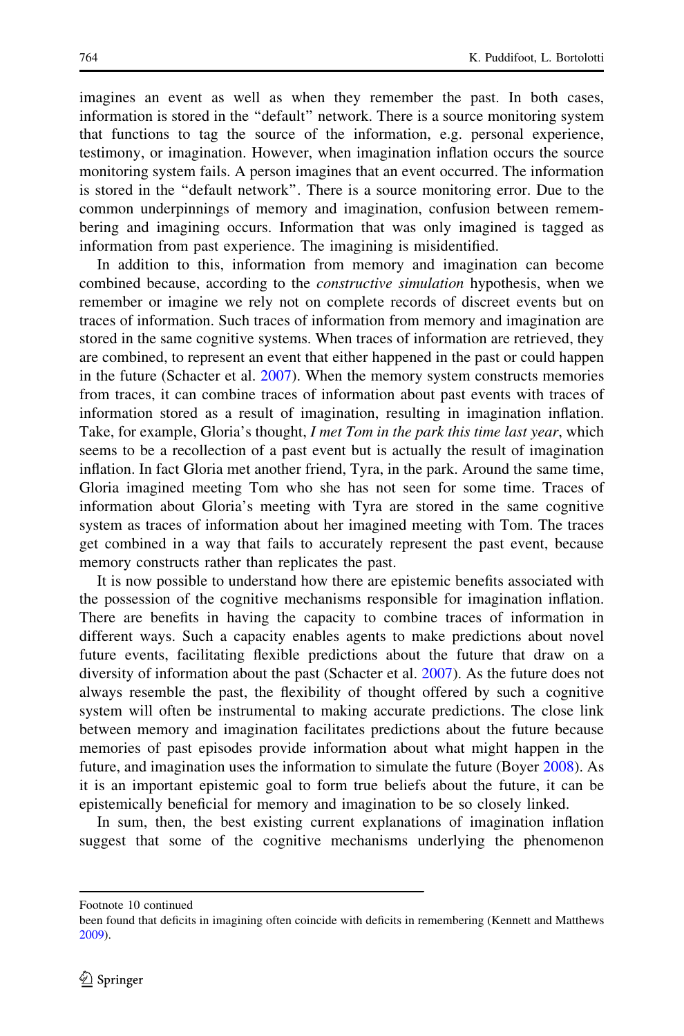imagines an event as well as when they remember the past. In both cases, information is stored in the "default" network. There is a source monitoring system that functions to tag the source of the information, e.g. personal experience, testimony, or imagination. However, when imagination inflation occurs the source monitoring system fails. A person imagines that an event occurred. The information is stored in the "default network". There is a source monitoring error. Due to the common underpinnings of memory and imagination, confusion between remembering and imagining occurs. Information that was only imagined is tagged as information from past experience. The imagining is misidentified.

In addition to this, information from memory and imagination can become combined because, according to the *constructive simulation* hypothesis, when we remember or imagine we rely not on complete records of discreet events but on traces of information. Such traces of information from memory and imagination are stored in the same cognitive systems. When traces of information are retrieved, they are combined, to represent an event that either happened in the past or could happen in the future (Schacter et al. 2007). When the memory system constructs memories from traces, it can combine traces of information about past events with traces of information stored as a result of imagination, resulting in imagination inflation. Take, for example, Gloria's thought, *I met Tom in the park this time last year*, which seems to be a recollection of a past event but is actually the result of imagination inflation. In fact Gloria met another friend, Tyra, in the park. Around the same time, Gloria imagined meeting Tom who she has not seen for some time. Traces of information about Gloria's meeting with Tyra are stored in the same cognitive system as traces of information about her imagined meeting with Tom. The traces get combined in a way that fails to accurately represent the past event, because memory constructs rather than replicates the past.

It is now possible to understand how there are epistemic benefits associated with the possession of the cognitive mechanisms responsible for imagination inflation. There are benefits in having the capacity to combine traces of information in different ways. Such a capacity enables agents to make predictions about novel future events, facilitating flexible predictions about the future that draw on a diversity of information about the past (Schacter et al. 2007). As the future does not always resemble the past, the flexibility of thought offered by such a cognitive system will often be instrumental to making accurate predictions. The close link between memory and imagination facilitates predictions about the future because memories of past episodes provide information about what might happen in the future, and imagination uses the information to simulate the future (Boyer 2008). As it is an important epistemic goal to form true beliefs about the future, it can be epistemically beneficial for memory and imagination to be so closely linked.

In sum, then, the best existing current explanations of imagination inflation suggest that some of the cognitive mechanisms underlying the phenomenon

Footnote 10 continued
been found that deficits in imagining often coincide with deficits in remembering (Kennett and Matthews 2009).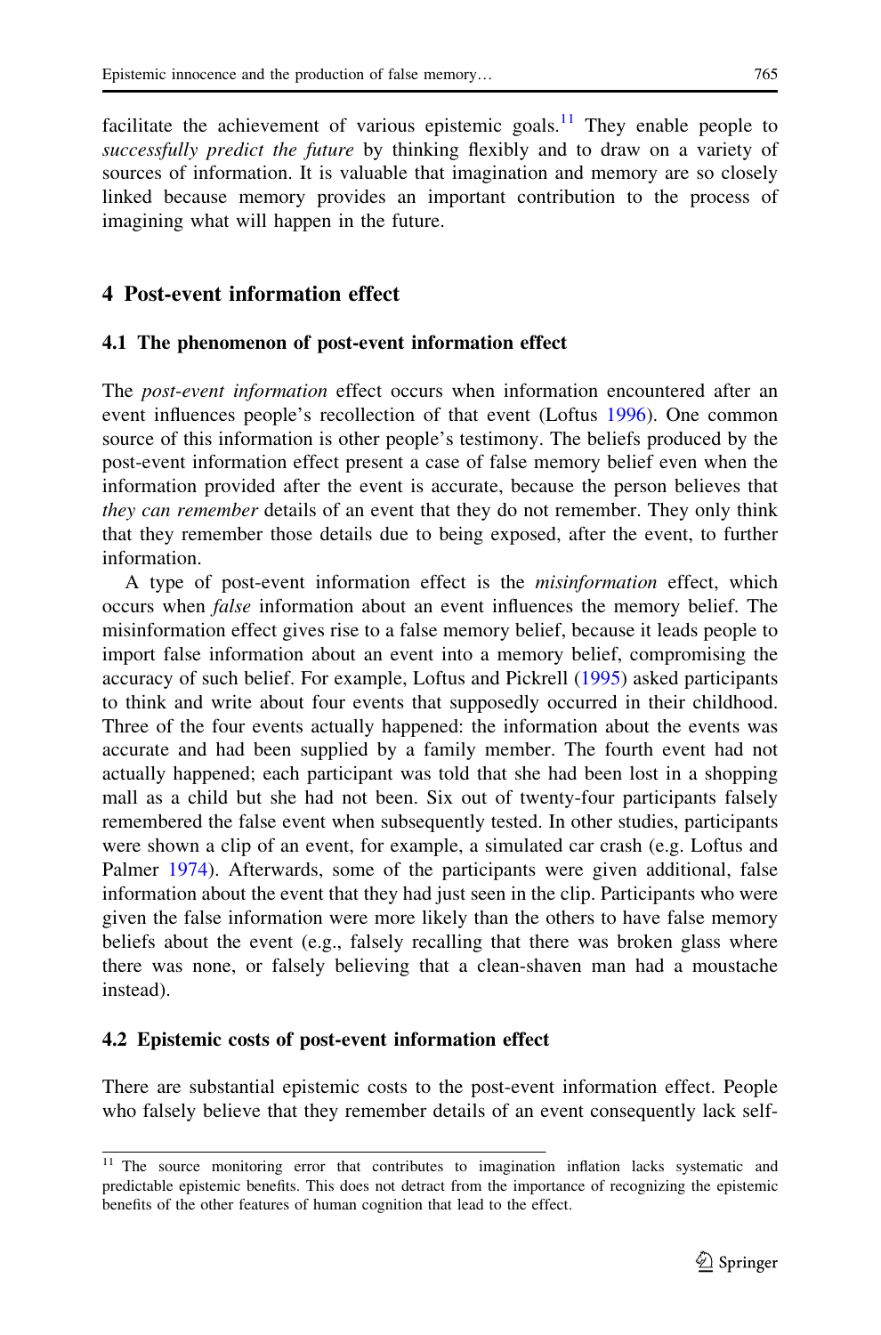facilitate the achievement of various epistemic goals.[11] They enable people to *successfully predict the future* by thinking flexibly and to draw on a variety of sources of information. It is valuable that imagination and memory are so closely linked because memory provides an important contribution to the process of imagining what will happen in the future.

## 4 Post-event information effect

### 4.1 The phenomenon of post-event information effect

The *post-event information* effect occurs when information encountered after an event influences people's recollection of that event (Loftus 1996). One common source of this information is other people's testimony. The beliefs produced by the post-event information effect present a case of false memory belief even when the information provided after the event is accurate, because the person believes that *they can remember* details of an event that they do not remember. They only think that they remember those details due to being exposed, after the event, to further information.

A type of post-event information effect is the *misinformation* effect, which occurs when *false* information about an event influences the memory belief. The misinformation effect gives rise to a false memory belief, because it leads people to import false information about an event into a memory belief, compromising the accuracy of such belief. For example, Loftus and Pickrell (1995) asked participants to think and write about four events that supposedly occurred in their childhood. Three of the four events actually happened: the information about the events was accurate and had been supplied by a family member. The fourth event had not actually happened; each participant was told that she had been lost in a shopping mall as a child but she had not been. Six out of twenty-four participants falsely remembered the false event when subsequently tested. In other studies, participants were shown a clip of an event, for example, a simulated car crash (e.g. Loftus and Palmer 1974). Afterwards, some of the participants were given additional, false information about the event that they had just seen in the clip. Participants who were given the false information were more likely than the others to have false memory beliefs about the event (e.g., falsely recalling that there was broken glass where there was none, or falsely believing that a clean-shaven man had a moustache instead).

### 4.2 Epistemic costs of post-event information effect

There are substantial epistemic costs to the post-event information effect. People who falsely believe that they remember details of an event consequently lack self-

[11] The source monitoring error that contributes to imagination inflation lacks systematic and predictable epistemic benefits. This does not detract from the importance of recognizing the epistemic benefits of the other features of human cognition that lead to the effect.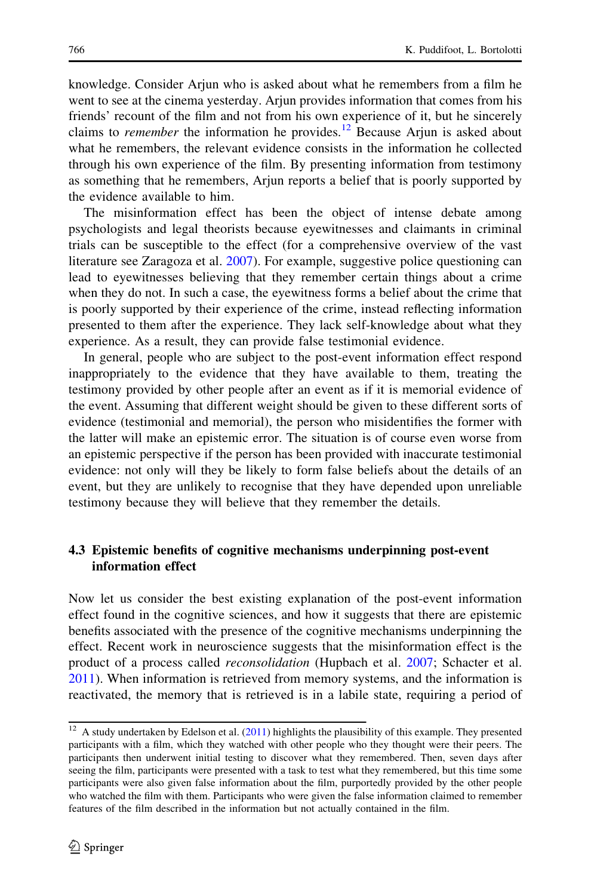knowledge. Consider Arjun who is asked about what he remembers from a film he went to see at the cinema yesterday. Arjun provides information that comes from his friends' recount of the film and not from his own experience of it, but he sincerely claims to *remember* the information he provides.[12] Because Arjun is asked about what he remembers, the relevant evidence consists in the information he collected through his own experience of the film. By presenting information from testimony as something that he remembers, Arjun reports a belief that is poorly supported by the evidence available to him.

The misinformation effect has been the object of intense debate among psychologists and legal theorists because eyewitnesses and claimants in criminal trials can be susceptible to the effect (for a comprehensive overview of the vast literature see Zaragoza et al. 2007). For example, suggestive police questioning can lead to eyewitnesses believing that they remember certain things about a crime when they do not. In such a case, the eyewitness forms a belief about the crime that is poorly supported by their experience of the crime, instead reflecting information presented to them after the experience. They lack self-knowledge about what they experience. As a result, they can provide false testimonial evidence.

In general, people who are subject to the post-event information effect respond inappropriately to the evidence that they have available to them, treating the testimony provided by other people after an event as if it is memorial evidence of the event. Assuming that different weight should be given to these different sorts of evidence (testimonial and memorial), the person who misidentifies the former with the latter will make an epistemic error. The situation is of course even worse from an epistemic perspective if the person has been provided with inaccurate testimonial evidence: not only will they be likely to form false beliefs about the details of an event, but they are unlikely to recognise that they have depended upon unreliable testimony because they will believe that they remember the details.

### 4.3 Epistemic benefits of cognitive mechanisms underpinning post-event information effect

Now let us consider the best existing explanation of the post-event information effect found in the cognitive sciences, and how it suggests that there are epistemic benefits associated with the presence of the cognitive mechanisms underpinning the effect. Recent work in neuroscience suggests that the misinformation effect is the product of a process called *reconsolidation* (Hupbach et al. 2007; Schacter et al. 2011). When information is retrieved from memory systems, and the information is reactivated, the memory that is retrieved is in a labile state, requiring a period of

[12] A study undertaken by Edelson et al. (2011) highlights the plausibility of this example. They presented participants with a film, which they watched with other people who they thought were their peers. The participants then underwent initial testing to discover what they remembered. Then, seven days after seeing the film, participants were presented with a task to test what they remembered, but this time some participants were also given false information about the film, purportedly provided by the other people who watched the film with them. Participants who were given the false information claimed to remember features of the film described in the information but not actually contained in the film.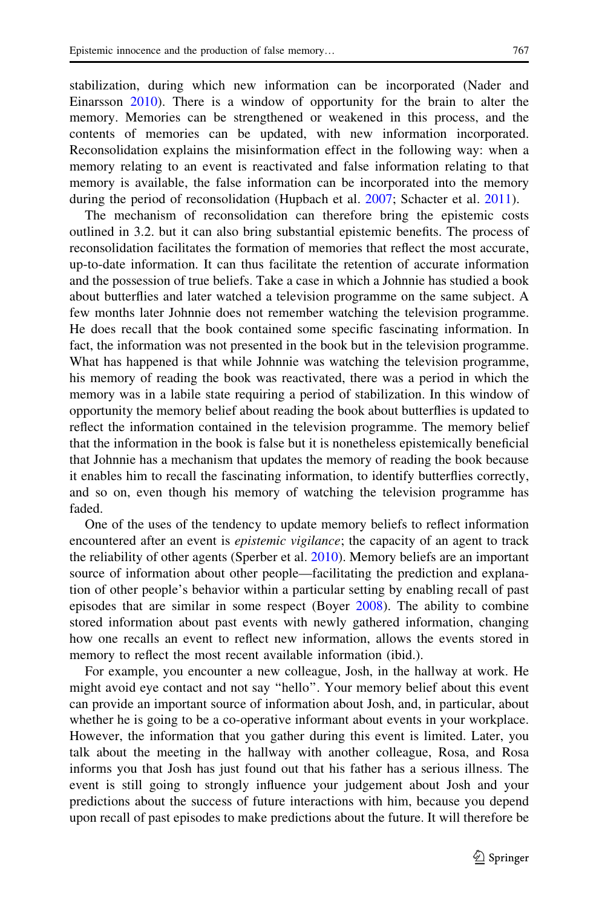stabilization, during which new information can be incorporated (Nader and Einarsson 2010). There is a window of opportunity for the brain to alter the memory. Memories can be strengthened or weakened in this process, and the contents of memories can be updated, with new information incorporated. Reconsolidation explains the misinformation effect in the following way: when a memory relating to an event is reactivated and false information relating to that memory is available, the false information can be incorporated into the memory during the period of reconsolidation (Hupbach et al. 2007; Schacter et al. 2011).

The mechanism of reconsolidation can therefore bring the epistemic costs outlined in 3.2. but it can also bring substantial epistemic benefits. The process of reconsolidation facilitates the formation of memories that reflect the most accurate, up-to-date information. It can thus facilitate the retention of accurate information and the possession of true beliefs. Take a case in which a Johnnie has studied a book about butterflies and later watched a television programme on the same subject. A few months later Johnnie does not remember watching the television programme. He does recall that the book contained some specific fascinating information. In fact, the information was not presented in the book but in the television programme. What has happened is that while Johnnie was watching the television programme, his memory of reading the book was reactivated, there was a period in which the memory was in a labile state requiring a period of stabilization. In this window of opportunity the memory belief about reading the book about butterflies is updated to reflect the information contained in the television programme. The memory belief that the information in the book is false but it is nonetheless epistemically beneficial that Johnnie has a mechanism that updates the memory of reading the book because it enables him to recall the fascinating information, to identify butterflies correctly, and so on, even though his memory of watching the television programme has faded.

One of the uses of the tendency to update memory beliefs to reflect information encountered after an event is *epistemic vigilance*; the capacity of an agent to track the reliability of other agents (Sperber et al. 2010). Memory beliefs are an important source of information about other people—facilitating the prediction and explanation of other people's behavior within a particular setting by enabling recall of past episodes that are similar in some respect (Boyer 2008). The ability to combine stored information about past events with newly gathered information, changing how one recalls an event to reflect new information, allows the events stored in memory to reflect the most recent available information (ibid.).

For example, you encounter a new colleague, Josh, in the hallway at work. He might avoid eye contact and not say "hello". Your memory belief about this event can provide an important source of information about Josh, and, in particular, about whether he is going to be a co-operative informant about events in your workplace. However, the information that you gather during this event is limited. Later, you talk about the meeting in the hallway with another colleague, Rosa, and Rosa informs you that Josh has just found out that his father has a serious illness. The event is still going to strongly influence your judgement about Josh and your predictions about the success of future interactions with him, because you depend upon recall of past episodes to make predictions about the future. It will therefore be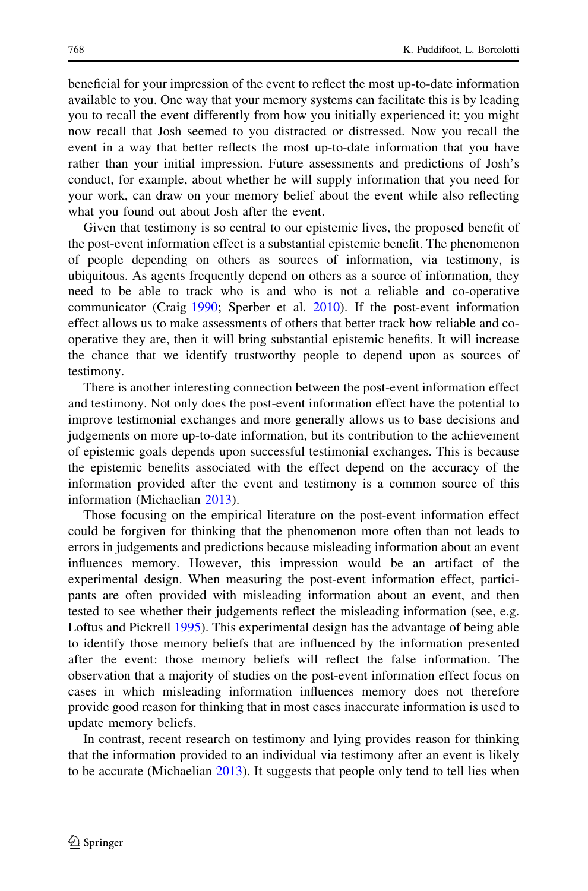beneficial for your impression of the event to reflect the most up-to-date information available to you. One way that your memory systems can facilitate this is by leading you to recall the event differently from how you initially experienced it; you might now recall that Josh seemed to you distracted or distressed. Now you recall the event in a way that better reflects the most up-to-date information that you have rather than your initial impression. Future assessments and predictions of Josh's conduct, for example, about whether he will supply information that you need for your work, can draw on your memory belief about the event while also reflecting what you found out about Josh after the event.

Given that testimony is so central to our epistemic lives, the proposed benefit of the post-event information effect is a substantial epistemic benefit. The phenomenon of people depending on others as sources of information, via testimony, is ubiquitous. As agents frequently depend on others as a source of information, they need to be able to track who is and who is not a reliable and co-operative communicator (Craig 1990; Sperber et al. 2010). If the post-event information effect allows us to make assessments of others that better track how reliable and co-operative they are, then it will bring substantial epistemic benefits. It will increase the chance that we identify trustworthy people to depend upon as sources of testimony.

There is another interesting connection between the post-event information effect and testimony. Not only does the post-event information effect have the potential to improve testimonial exchanges and more generally allows us to base decisions and judgements on more up-to-date information, but its contribution to the achievement of epistemic goals depends upon successful testimonial exchanges. This is because the epistemic benefits associated with the effect depend on the accuracy of the information provided after the event and testimony is a common source of this information (Michaelian 2013).

Those focusing on the empirical literature on the post-event information effect could be forgiven for thinking that the phenomenon more often than not leads to errors in judgements and predictions because misleading information about an event influences memory. However, this impression would be an artifact of the experimental design. When measuring the post-event information effect, participants are often provided with misleading information about an event, and then tested to see whether their judgements reflect the misleading information (see, e.g. Loftus and Pickrell 1995). This experimental design has the advantage of being able to identify those memory beliefs that are influenced by the information presented after the event: those memory beliefs will reflect the false information. The observation that a majority of studies on the post-event information effect focus on cases in which misleading information influences memory does not therefore provide good reason for thinking that in most cases inaccurate information is used to update memory beliefs.

In contrast, recent research on testimony and lying provides reason for thinking that the information provided to an individual via testimony after an event is likely to be accurate (Michaelian 2013). It suggests that people only tend to tell lies when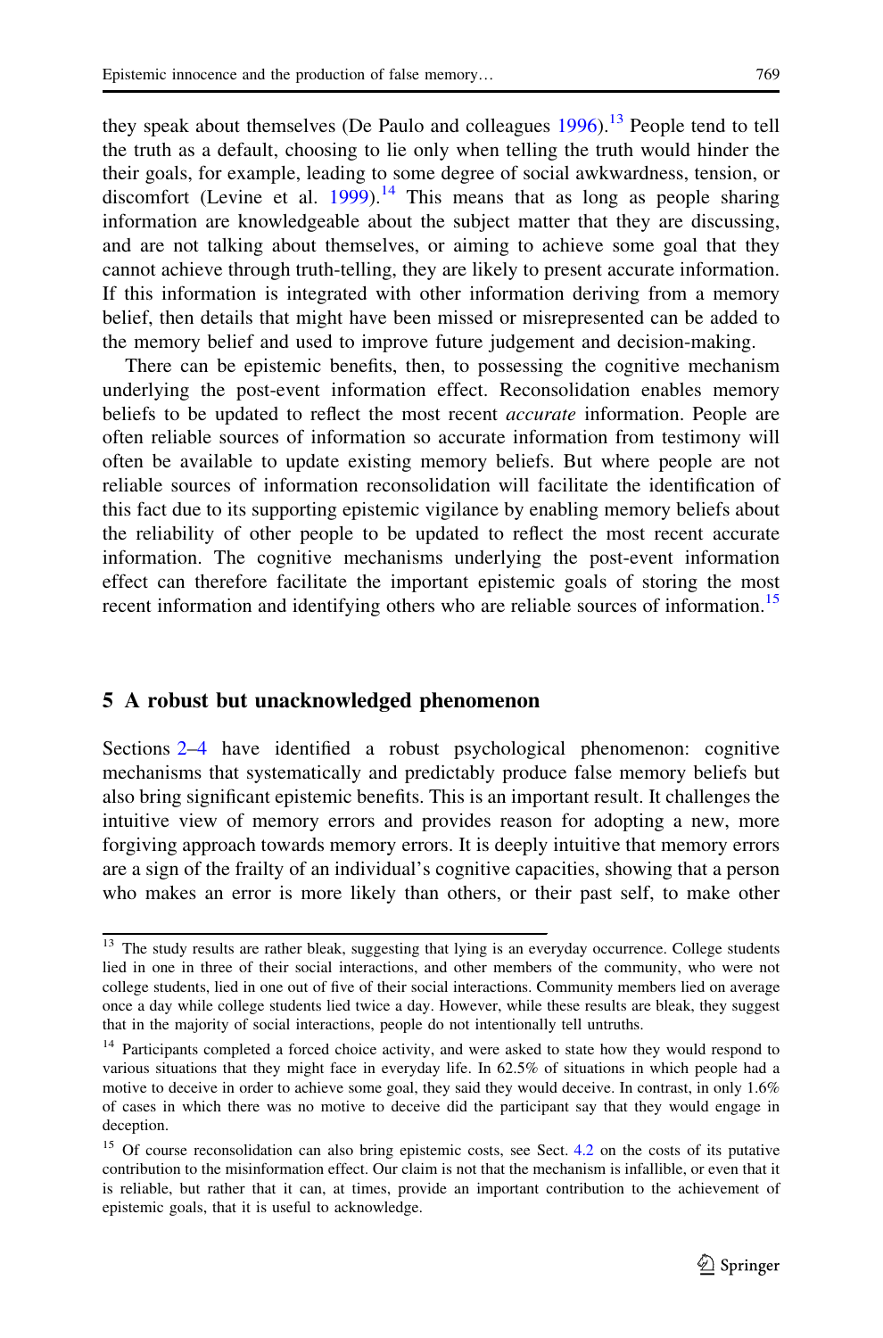they speak about themselves (De Paulo and colleagues 1996).[13] People tend to tell the truth as a default, choosing to lie only when telling the truth would hinder the their goals, for example, leading to some degree of social awkwardness, tension, or discomfort (Levine et al. 1999).[14] This means that as long as people sharing information are knowledgeable about the subject matter that they are discussing, and are not talking about themselves, or aiming to achieve some goal that they cannot achieve through truth-telling, they are likely to present accurate information. If this information is integrated with other information deriving from a memory belief, then details that might have been missed or misrepresented can be added to the memory belief and used to improve future judgement and decision-making.

There can be epistemic benefits, then, to possessing the cognitive mechanism underlying the post-event information effect. Reconsolidation enables memory beliefs to be updated to reflect the most recent *accurate* information. People are often reliable sources of information so accurate information from testimony will often be available to update existing memory beliefs. But where people are not reliable sources of information reconsolidation will facilitate the identification of this fact due to its supporting epistemic vigilance by enabling memory beliefs about the reliability of other people to be updated to reflect the most recent accurate information. The cognitive mechanisms underlying the post-event information effect can therefore facilitate the important epistemic goals of storing the most recent information and identifying others who are reliable sources of information.[15]

## 5 A robust but unacknowledged phenomenon

Sections 2–4 have identified a robust psychological phenomenon: cognitive mechanisms that systematically and predictably produce false memory beliefs but also bring significant epistemic benefits. This is an important result. It challenges the intuitive view of memory errors and provides reason for adopting a new, more forgiving approach towards memory errors. It is deeply intuitive that memory errors are a sign of the frailty of an individual's cognitive capacities, showing that a person who makes an error is more likely than others, or their past self, to make other

---

[13] The study results are rather bleak, suggesting that lying is an everyday occurrence. College students lied in one in three of their social interactions, and other members of the community, who were not college students, lied in one out of five of their social interactions. Community members lied on average once a day while college students lied twice a day. However, while these results are bleak, they suggest that in the majority of social interactions, people do not intentionally tell untruths.

[14] Participants completed a forced choice activity, and were asked to state how they would respond to various situations that they might face in everyday life. In 62.5% of situations in which people had a motive to deceive in order to achieve some goal, they said they would deceive. In contrast, in only 1.6% of cases in which there was no motive to deceive did the participant say that they would engage in deception.

[15] Of course reconsolidation can also bring epistemic costs, see Sect. 4.2 on the costs of its putative contribution to the misinformation effect. Our claim is not that the mechanism is infallible, or even that it is reliable, but rather that it can, at times, provide an important contribution to the achievement of epistemic goals, that it is useful to acknowledge.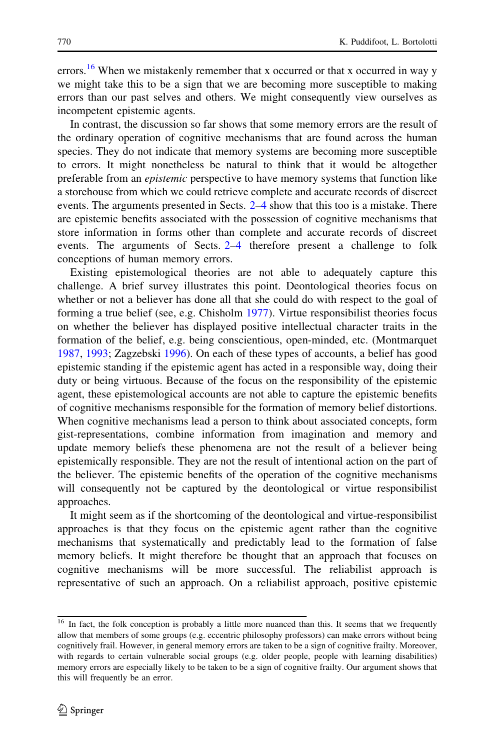errors.[16] When we mistakenly remember that x occurred or that x occurred in way y we might take this to be a sign that we are becoming more susceptible to making errors than our past selves and others. We might consequently view ourselves as incompetent epistemic agents.

In contrast, the discussion so far shows that some memory errors are the result of the ordinary operation of cognitive mechanisms that are found across the human species. They do not indicate that memory systems are becoming more susceptible to errors. It might nonetheless be natural to think that it would be altogether preferable from an *epistemic* perspective to have memory systems that function like a storehouse from which we could retrieve complete and accurate records of discreet events. The arguments presented in Sects. 2–4 show that this too is a mistake. There are epistemic benefits associated with the possession of cognitive mechanisms that store information in forms other than complete and accurate records of discreet events. The arguments of Sects. 2–4 therefore present a challenge to folk conceptions of human memory errors.

Existing epistemological theories are not able to adequately capture this challenge. A brief survey illustrates this point. Deontological theories focus on whether or not a believer has done all that she could do with respect to the goal of forming a true belief (see, e.g. Chisholm 1977). Virtue responsibilist theories focus on whether the believer has displayed positive intellectual character traits in the formation of the belief, e.g. being conscientious, open-minded, etc. (Montmarquet 1987, 1993; Zagzebski 1996). On each of these types of accounts, a belief has good epistemic standing if the epistemic agent has acted in a responsible way, doing their duty or being virtuous. Because of the focus on the responsibility of the epistemic agent, these epistemological accounts are not able to capture the epistemic benefits of cognitive mechanisms responsible for the formation of memory belief distortions. When cognitive mechanisms lead a person to think about associated concepts, form gist-representations, combine information from imagination and memory and update memory beliefs these phenomena are not the result of a believer being epistemically responsible. They are not the result of intentional action on the part of the believer. The epistemic benefits of the operation of the cognitive mechanisms will consequently not be captured by the deontological or virtue responsibilist approaches.

It might seem as if the shortcoming of the deontological and virtue-responsibilist approaches is that they focus on the epistemic agent rather than the cognitive mechanisms that systematically and predictably lead to the formation of false memory beliefs. It might therefore be thought that an approach that focuses on cognitive mechanisms will be more successful. The reliabilist approach is representative of such an approach. On a reliabilist approach, positive epistemic

[16] In fact, the folk conception is probably a little more nuanced than this. It seems that we frequently allow that members of some groups (e.g. eccentric philosophy professors) can make errors without being cognitively frail. However, in general memory errors are taken to be a sign of cognitive frailty. Moreover, with regards to certain vulnerable social groups (e.g. older people, people with learning disabilities) memory errors are especially likely to be taken to be a sign of cognitive frailty. Our argument shows that this will frequently be an error.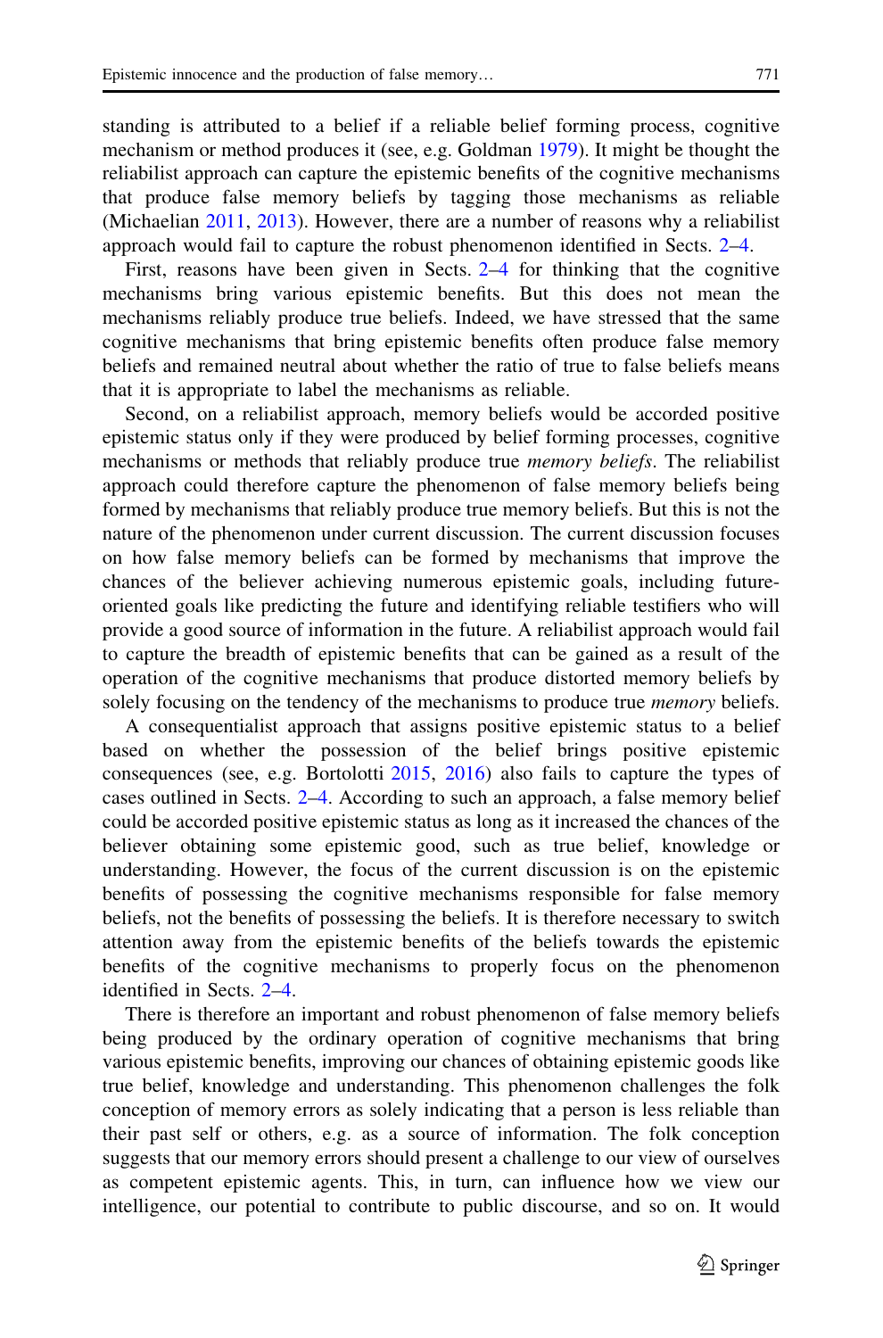standing is attributed to a belief if a reliable belief forming process, cognitive mechanism or method produces it (see, e.g. Goldman 1979). It might be thought the reliabilist approach can capture the epistemic benefits of the cognitive mechanisms that produce false memory beliefs by tagging those mechanisms as reliable (Michaelian 2011, 2013). However, there are a number of reasons why a reliabilist approach would fail to capture the robust phenomenon identified in Sects. 2–4.

First, reasons have been given in Sects. 2–4 for thinking that the cognitive mechanisms bring various epistemic benefits. But this does not mean the mechanisms reliably produce true beliefs. Indeed, we have stressed that the same cognitive mechanisms that bring epistemic benefits often produce false memory beliefs and remained neutral about whether the ratio of true to false beliefs means that it is appropriate to label the mechanisms as reliable.

Second, on a reliabilist approach, memory beliefs would be accorded positive epistemic status only if they were produced by belief forming processes, cognitive mechanisms or methods that reliably produce true *memory beliefs*. The reliabilist approach could therefore capture the phenomenon of false memory beliefs being formed by mechanisms that reliably produce true memory beliefs. But this is not the nature of the phenomenon under current discussion. The current discussion focuses on how false memory beliefs can be formed by mechanisms that improve the chances of the believer achieving numerous epistemic goals, including future-oriented goals like predicting the future and identifying reliable testifiers who will provide a good source of information in the future. A reliabilist approach would fail to capture the breadth of epistemic benefits that can be gained as a result of the operation of the cognitive mechanisms that produce distorted memory beliefs by solely focusing on the tendency of the mechanisms to produce true *memory* beliefs.

A consequentialist approach that assigns positive epistemic status to a belief based on whether the possession of the belief brings positive epistemic consequences (see, e.g. Bortolotti 2015, 2016) also fails to capture the types of cases outlined in Sects. 2–4. According to such an approach, a false memory belief could be accorded positive epistemic status as long as it increased the chances of the believer obtaining some epistemic good, such as true belief, knowledge or understanding. However, the focus of the current discussion is on the epistemic benefits of possessing the cognitive mechanisms responsible for false memory beliefs, not the benefits of possessing the beliefs. It is therefore necessary to switch attention away from the epistemic benefits of the beliefs towards the epistemic benefits of the cognitive mechanisms to properly focus on the phenomenon identified in Sects. 2–4.

There is therefore an important and robust phenomenon of false memory beliefs being produced by the ordinary operation of cognitive mechanisms that bring various epistemic benefits, improving our chances of obtaining epistemic goods like true belief, knowledge and understanding. This phenomenon challenges the folk conception of memory errors as solely indicating that a person is less reliable than their past self or others, e.g. as a source of information. The folk conception suggests that our memory errors should present a challenge to our view of ourselves as competent epistemic agents. This, in turn, can influence how we view our intelligence, our potential to contribute to public discourse, and so on. It would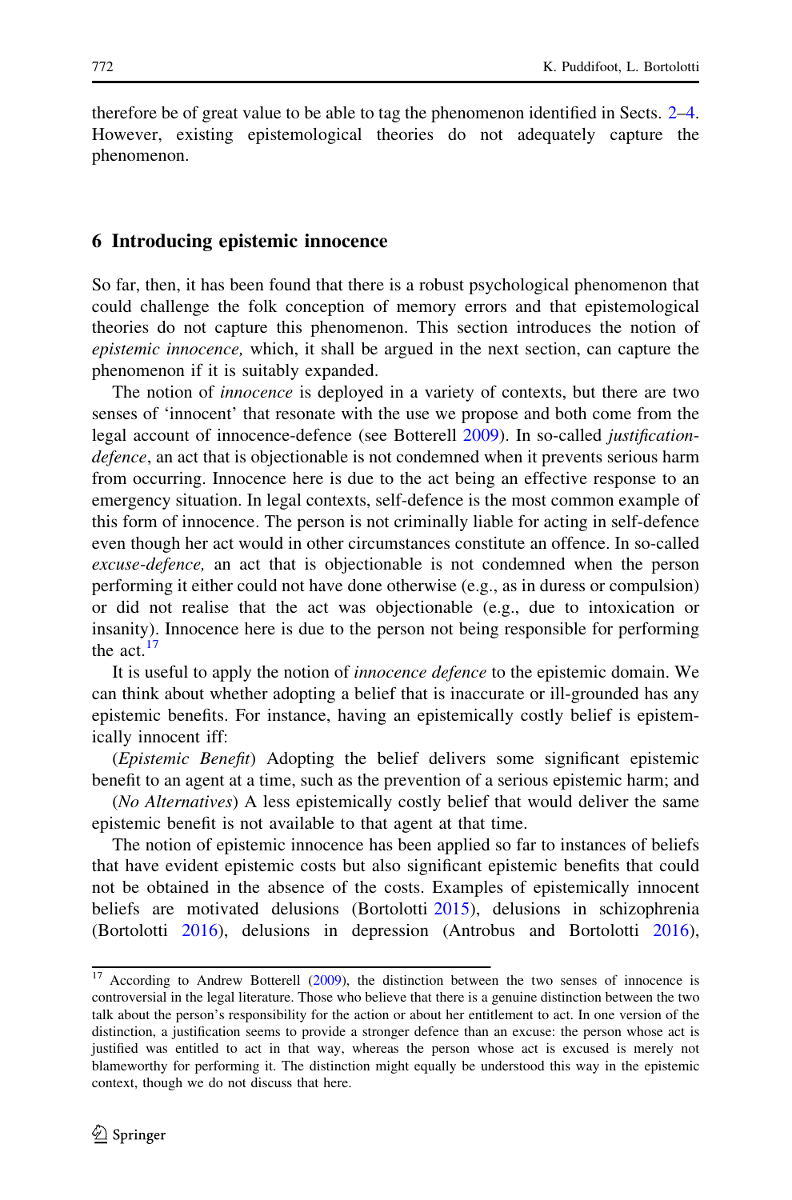therefore be of great value to be able to tag the phenomenon identified in Sects. 2–4. However, existing epistemological theories do not adequately capture the phenomenon.

## 6 Introducing epistemic innocence

So far, then, it has been found that there is a robust psychological phenomenon that could challenge the folk conception of memory errors and that epistemological theories do not capture this phenomenon. This section introduces the notion of *epistemic innocence,* which, it shall be argued in the next section, can capture the phenomenon if it is suitably expanded.

The notion of *innocence* is deployed in a variety of contexts, but there are two senses of 'innocent' that resonate with the use we propose and both come from the legal account of innocence-defence (see Botterell 2009). In so-called *justification-defence*, an act that is objectionable is not condemned when it prevents serious harm from occurring. Innocence here is due to the act being an effective response to an emergency situation. In legal contexts, self-defence is the most common example of this form of innocence. The person is not criminally liable for acting in self-defence even though her act would in other circumstances constitute an offence. In so-called *excuse-defence,* an act that is objectionable is not condemned when the person performing it either could not have done otherwise (e.g., as in duress or compulsion) or did not realise that the act was objectionable (e.g., due to intoxication or insanity). Innocence here is due to the person not being responsible for performing the act.[17]

It is useful to apply the notion of *innocence defence* to the epistemic domain. We can think about whether adopting a belief that is inaccurate or ill-grounded has any epistemic benefits. For instance, having an epistemically costly belief is epistemically innocent iff:

(*Epistemic Benefit*) Adopting the belief delivers some significant epistemic benefit to an agent at a time, such as the prevention of a serious epistemic harm; and

(*No Alternatives*) A less epistemically costly belief that would deliver the same epistemic benefit is not available to that agent at that time.

The notion of epistemic innocence has been applied so far to instances of beliefs that have evident epistemic costs but also significant epistemic benefits that could not be obtained in the absence of the costs. Examples of epistemically innocent beliefs are motivated delusions (Bortolotti 2015), delusions in schizophrenia (Bortolotti 2016), delusions in depression (Antrobus and Bortolotti 2016),

[17] According to Andrew Botterell (2009), the distinction between the two senses of innocence is controversial in the legal literature. Those who believe that there is a genuine distinction between the two talk about the person's responsibility for the action or about her entitlement to act. In one version of the distinction, a justification seems to provide a stronger defence than an excuse: the person whose act is justified was entitled to act in that way, whereas the person whose act is excused is merely not blameworthy for performing it. The distinction might equally be understood this way in the epistemic context, though we do not discuss that here.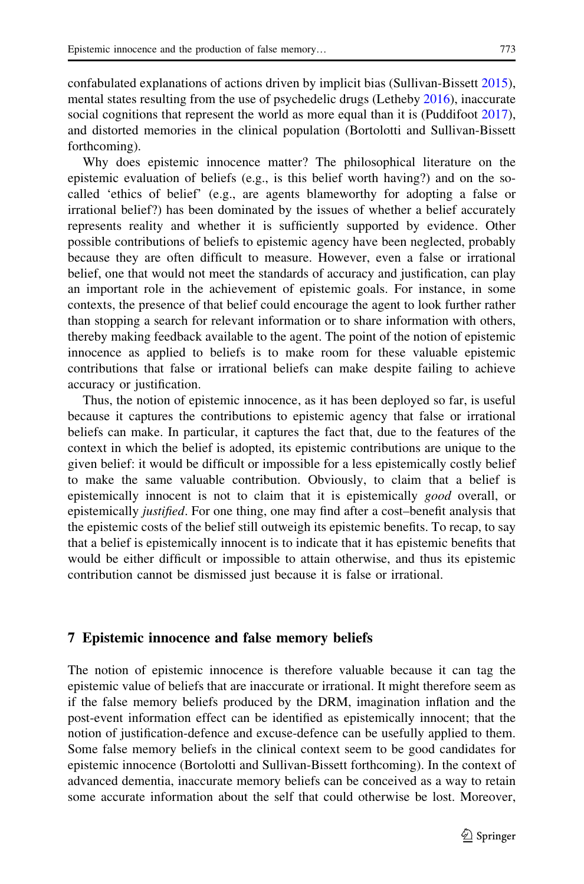confabulated explanations of actions driven by implicit bias (Sullivan-Bissett 2015), mental states resulting from the use of psychedelic drugs (Letheby 2016), inaccurate social cognitions that represent the world as more equal than it is (Puddifoot 2017), and distorted memories in the clinical population (Bortolotti and Sullivan-Bissett forthcoming).

Why does epistemic innocence matter? The philosophical literature on the epistemic evaluation of beliefs (e.g., is this belief worth having?) and on the so-called 'ethics of belief' (e.g., are agents blameworthy for adopting a false or irrational belief?) has been dominated by the issues of whether a belief accurately represents reality and whether it is sufficiently supported by evidence. Other possible contributions of beliefs to epistemic agency have been neglected, probably because they are often difficult to measure. However, even a false or irrational belief, one that would not meet the standards of accuracy and justification, can play an important role in the achievement of epistemic goals. For instance, in some contexts, the presence of that belief could encourage the agent to look further rather than stopping a search for relevant information or to share information with others, thereby making feedback available to the agent. The point of the notion of epistemic innocence as applied to beliefs is to make room for these valuable epistemic contributions that false or irrational beliefs can make despite failing to achieve accuracy or justification.

Thus, the notion of epistemic innocence, as it has been deployed so far, is useful because it captures the contributions to epistemic agency that false or irrational beliefs can make. In particular, it captures the fact that, due to the features of the context in which the belief is adopted, its epistemic contributions are unique to the given belief: it would be difficult or impossible for a less epistemically costly belief to make the same valuable contribution. Obviously, to claim that a belief is epistemically innocent is not to claim that it is epistemically *good* overall, or epistemically *justified*. For one thing, one may find after a cost–benefit analysis that the epistemic costs of the belief still outweigh its epistemic benefits. To recap, to say that a belief is epistemically innocent is to indicate that it has epistemic benefits that would be either difficult or impossible to attain otherwise, and thus its epistemic contribution cannot be dismissed just because it is false or irrational.

## 7 Epistemic innocence and false memory beliefs

The notion of epistemic innocence is therefore valuable because it can tag the epistemic value of beliefs that are inaccurate or irrational. It might therefore seem as if the false memory beliefs produced by the DRM, imagination inflation and the post-event information effect can be identified as epistemically innocent; that the notion of justification-defence and excuse-defence can be usefully applied to them. Some false memory beliefs in the clinical context seem to be good candidates for epistemic innocence (Bortolotti and Sullivan-Bissett forthcoming). In the context of advanced dementia, inaccurate memory beliefs can be conceived as a way to retain some accurate information about the self that could otherwise be lost. Moreover,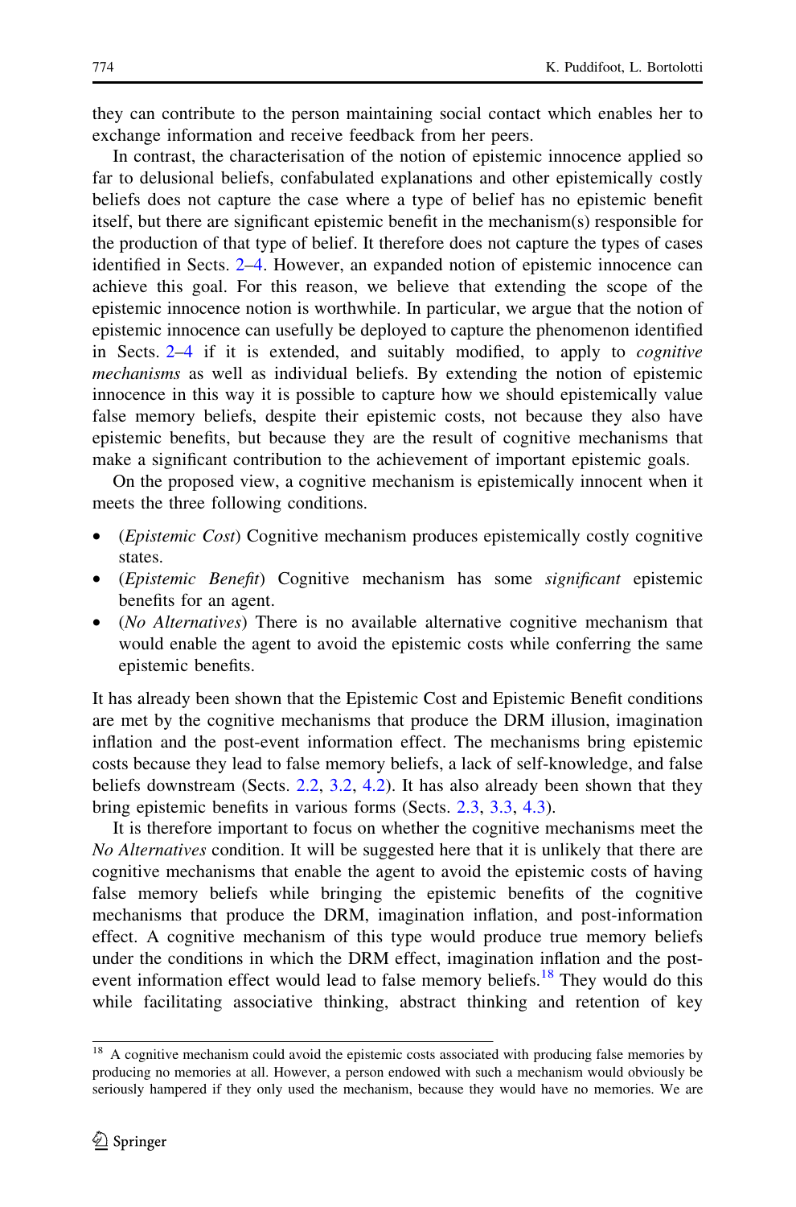they can contribute to the person maintaining social contact which enables her to exchange information and receive feedback from her peers.

In contrast, the characterisation of the notion of epistemic innocence applied so far to delusional beliefs, confabulated explanations and other epistemically costly beliefs does not capture the case where a type of belief has no epistemic benefit itself, but there are significant epistemic benefit in the mechanism(s) responsible for the production of that type of belief. It therefore does not capture the types of cases identified in Sects. 2–4. However, an expanded notion of epistemic innocence can achieve this goal. For this reason, we believe that extending the scope of the epistemic innocence notion is worthwhile. In particular, we argue that the notion of epistemic innocence can usefully be deployed to capture the phenomenon identified in Sects. 2–4 if it is extended, and suitably modified, to apply to *cognitive mechanisms* as well as individual beliefs. By extending the notion of epistemic innocence in this way it is possible to capture how we should epistemically value false memory beliefs, despite their epistemic costs, not because they also have epistemic benefits, but because they are the result of cognitive mechanisms that make a significant contribution to the achievement of important epistemic goals.

On the proposed view, a cognitive mechanism is epistemically innocent when it meets the three following conditions.

- (*Epistemic Cost*) Cognitive mechanism produces epistemically costly cognitive states.
- (*Epistemic Benefit*) Cognitive mechanism has some *significant* epistemic benefits for an agent.
- (*No Alternatives*) There is no available alternative cognitive mechanism that would enable the agent to avoid the epistemic costs while conferring the same epistemic benefits.

It has already been shown that the Epistemic Cost and Epistemic Benefit conditions are met by the cognitive mechanisms that produce the DRM illusion, imagination inflation and the post-event information effect. The mechanisms bring epistemic costs because they lead to false memory beliefs, a lack of self-knowledge, and false beliefs downstream (Sects. 2.2, 3.2, 4.2). It has also already been shown that they bring epistemic benefits in various forms (Sects. 2.3, 3.3, 4.3).

It is therefore important to focus on whether the cognitive mechanisms meet the *No Alternatives* condition. It will be suggested here that it is unlikely that there are cognitive mechanisms that enable the agent to avoid the epistemic costs of having false memory beliefs while bringing the epistemic benefits of the cognitive mechanisms that produce the DRM, imagination inflation, and post-information effect. A cognitive mechanism of this type would produce true memory beliefs under the conditions in which the DRM effect, imagination inflation and the post-event information effect would lead to false memory beliefs.[18] They would do this while facilitating associative thinking, abstract thinking and retention of key

[18] A cognitive mechanism could avoid the epistemic costs associated with producing false memories by producing no memories at all. However, a person endowed with such a mechanism would obviously be seriously hampered if they only used the mechanism, because they would have no memories. We are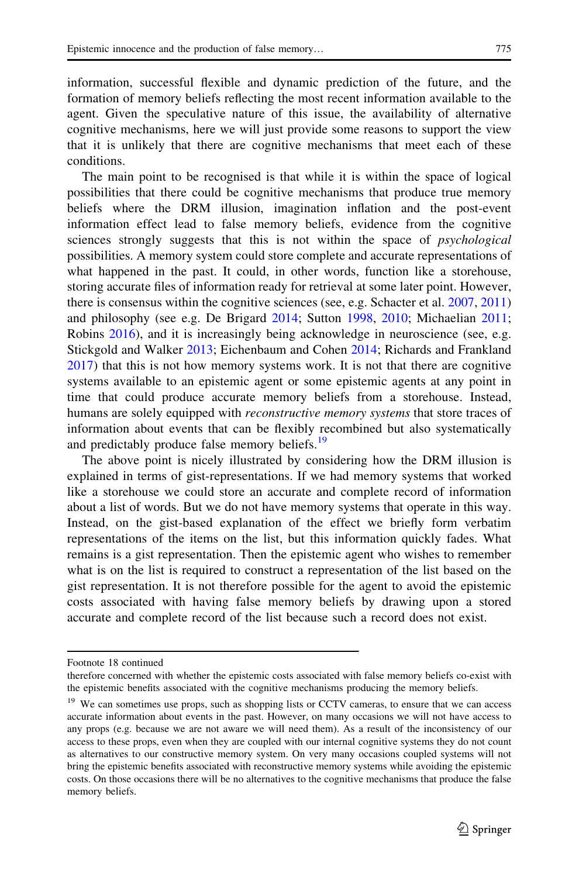information, successful flexible and dynamic prediction of the future, and the formation of memory beliefs reflecting the most recent information available to the agent. Given the speculative nature of this issue, the availability of alternative cognitive mechanisms, here we will just provide some reasons to support the view that it is unlikely that there are cognitive mechanisms that meet each of these conditions.

The main point to be recognised is that while it is within the space of logical possibilities that there could be cognitive mechanisms that produce true memory beliefs where the DRM illusion, imagination inflation and the post-event information effect lead to false memory beliefs, evidence from the cognitive sciences strongly suggests that this is not within the space of *psychological* possibilities. A memory system could store complete and accurate representations of what happened in the past. It could, in other words, function like a storehouse, storing accurate files of information ready for retrieval at some later point. However, there is consensus within the cognitive sciences (see, e.g. Schacter et al. 2007, 2011) and philosophy (see e.g. De Brigard 2014; Sutton 1998, 2010; Michaelian 2011; Robins 2016), and it is increasingly being acknowledge in neuroscience (see, e.g. Stickgold and Walker 2013; Eichenbaum and Cohen 2014; Richards and Frankland 2017) that this is not how memory systems work. It is not that there are cognitive systems available to an epistemic agent or some epistemic agents at any point in time that could produce accurate memory beliefs from a storehouse. Instead, humans are solely equipped with *reconstructive memory systems* that store traces of information about events that can be flexibly recombined but also systematically and predictably produce false memory beliefs.[19]

The above point is nicely illustrated by considering how the DRM illusion is explained in terms of gist-representations. If we had memory systems that worked like a storehouse we could store an accurate and complete record of information about a list of words. But we do not have memory systems that operate in this way. Instead, on the gist-based explanation of the effect we briefly form verbatim representations of the items on the list, but this information quickly fades. What remains is a gist representation. Then the epistemic agent who wishes to remember what is on the list is required to construct a representation of the list based on the gist representation. It is not therefore possible for the agent to avoid the epistemic costs associated with having false memory beliefs by drawing upon a stored accurate and complete record of the list because such a record does not exist.

---

Footnote 18 continued

therefore concerned with whether the epistemic costs associated with false memory beliefs co-exist with the epistemic benefits associated with the cognitive mechanisms producing the memory beliefs.

[19] We can sometimes use props, such as shopping lists or CCTV cameras, to ensure that we can access accurate information about events in the past. However, on many occasions we will not have access to any props (e.g. because we are not aware we will need them). As a result of the inconsistency of our access to these props, even when they are coupled with our internal cognitive systems they do not count as alternatives to our constructive memory system. On very many occasions coupled systems will not bring the epistemic benefits associated with reconstructive memory systems while avoiding the epistemic costs. On those occasions there will be no alternatives to the cognitive mechanisms that produce the false memory beliefs.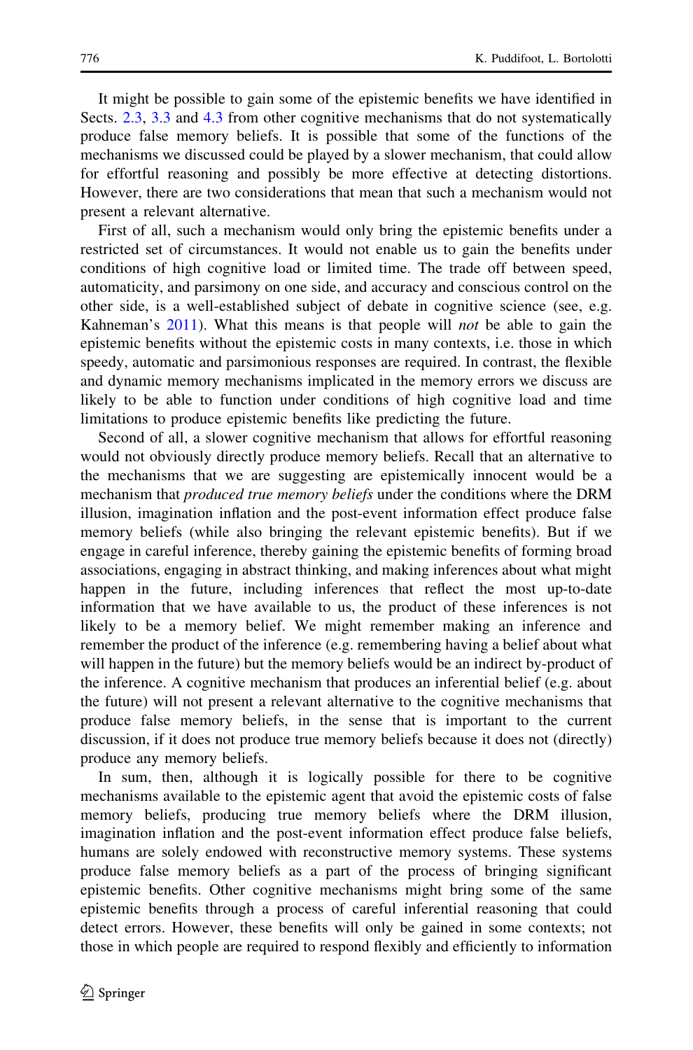It might be possible to gain some of the epistemic benefits we have identified in Sects. 2.3, 3.3 and 4.3 from other cognitive mechanisms that do not systematically produce false memory beliefs. It is possible that some of the functions of the mechanisms we discussed could be played by a slower mechanism, that could allow for effortful reasoning and possibly be more effective at detecting distortions. However, there are two considerations that mean that such a mechanism would not present a relevant alternative.

First of all, such a mechanism would only bring the epistemic benefits under a restricted set of circumstances. It would not enable us to gain the benefits under conditions of high cognitive load or limited time. The trade off between speed, automaticity, and parsimony on one side, and accuracy and conscious control on the other side, is a well-established subject of debate in cognitive science (see, e.g. Kahneman's 2011). What this means is that people will *not* be able to gain the epistemic benefits without the epistemic costs in many contexts, i.e. those in which speedy, automatic and parsimonious responses are required. In contrast, the flexible and dynamic memory mechanisms implicated in the memory errors we discuss are likely to be able to function under conditions of high cognitive load and time limitations to produce epistemic benefits like predicting the future.

Second of all, a slower cognitive mechanism that allows for effortful reasoning would not obviously directly produce memory beliefs. Recall that an alternative to the mechanisms that we are suggesting are epistemically innocent would be a mechanism that *produced true memory beliefs* under the conditions where the DRM illusion, imagination inflation and the post-event information effect produce false memory beliefs (while also bringing the relevant epistemic benefits). But if we engage in careful inference, thereby gaining the epistemic benefits of forming broad associations, engaging in abstract thinking, and making inferences about what might happen in the future, including inferences that reflect the most up-to-date information that we have available to us, the product of these inferences is not likely to be a memory belief. We might remember making an inference and remember the product of the inference (e.g. remembering having a belief about what will happen in the future) but the memory beliefs would be an indirect by-product of the inference. A cognitive mechanism that produces an inferential belief (e.g. about the future) will not present a relevant alternative to the cognitive mechanisms that produce false memory beliefs, in the sense that is important to the current discussion, if it does not produce true memory beliefs because it does not (directly) produce any memory beliefs.

In sum, then, although it is logically possible for there to be cognitive mechanisms available to the epistemic agent that avoid the epistemic costs of false memory beliefs, producing true memory beliefs where the DRM illusion, imagination inflation and the post-event information effect produce false beliefs, humans are solely endowed with reconstructive memory systems. These systems produce false memory beliefs as a part of the process of bringing significant epistemic benefits. Other cognitive mechanisms might bring some of the same epistemic benefits through a process of careful inferential reasoning that could detect errors. However, these benefits will only be gained in some contexts; not those in which people are required to respond flexibly and efficiently to information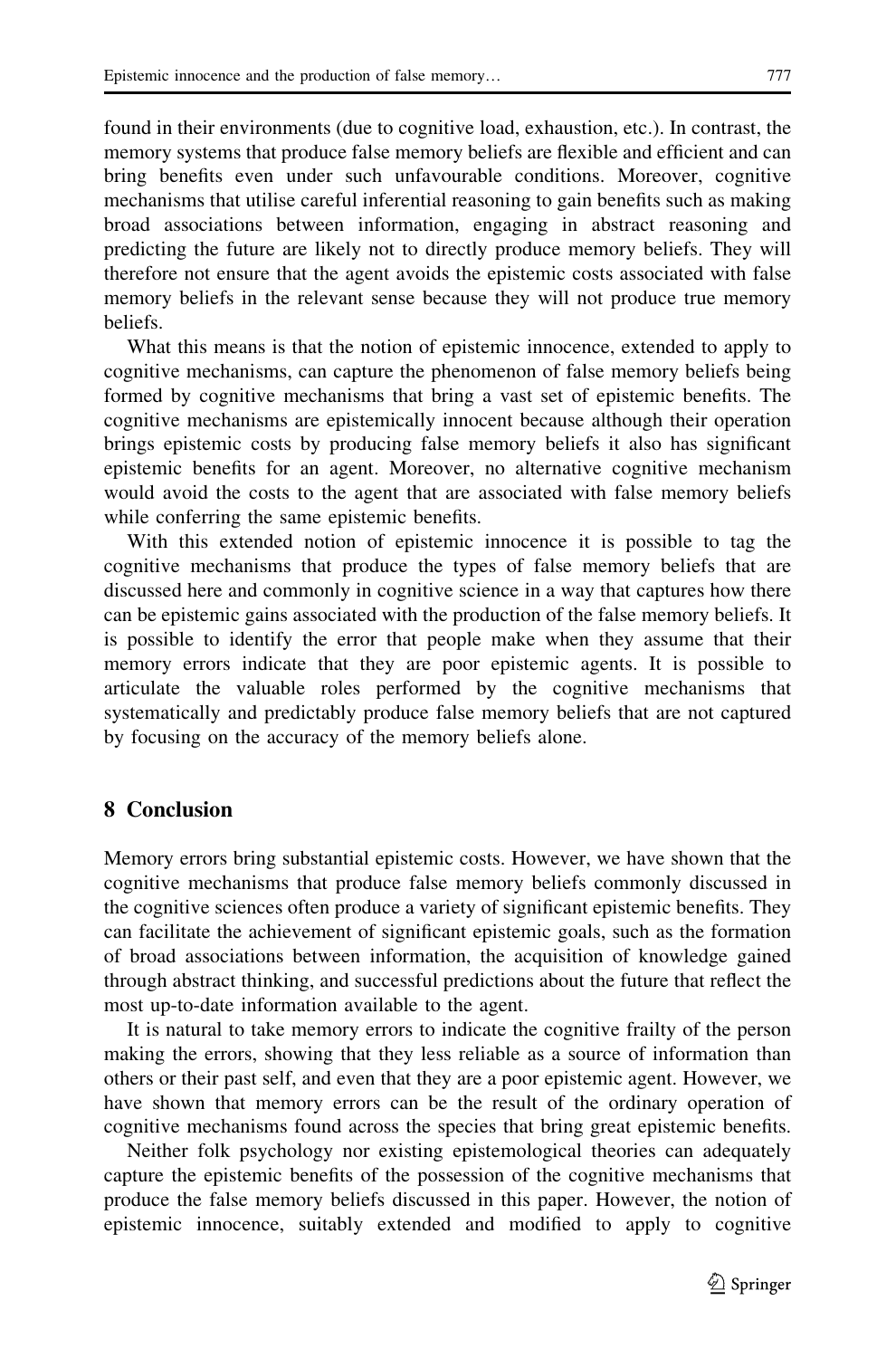found in their environments (due to cognitive load, exhaustion, etc.). In contrast, the memory systems that produce false memory beliefs are flexible and efficient and can bring benefits even under such unfavourable conditions. Moreover, cognitive mechanisms that utilise careful inferential reasoning to gain benefits such as making broad associations between information, engaging in abstract reasoning and predicting the future are likely not to directly produce memory beliefs. They will therefore not ensure that the agent avoids the epistemic costs associated with false memory beliefs in the relevant sense because they will not produce true memory beliefs.

What this means is that the notion of epistemic innocence, extended to apply to cognitive mechanisms, can capture the phenomenon of false memory beliefs being formed by cognitive mechanisms that bring a vast set of epistemic benefits. The cognitive mechanisms are epistemically innocent because although their operation brings epistemic costs by producing false memory beliefs it also has significant epistemic benefits for an agent. Moreover, no alternative cognitive mechanism would avoid the costs to the agent that are associated with false memory beliefs while conferring the same epistemic benefits.

With this extended notion of epistemic innocence it is possible to tag the cognitive mechanisms that produce the types of false memory beliefs that are discussed here and commonly in cognitive science in a way that captures how there can be epistemic gains associated with the production of the false memory beliefs. It is possible to identify the error that people make when they assume that their memory errors indicate that they are poor epistemic agents. It is possible to articulate the valuable roles performed by the cognitive mechanisms that systematically and predictably produce false memory beliefs that are not captured by focusing on the accuracy of the memory beliefs alone.

## 8 Conclusion

Memory errors bring substantial epistemic costs. However, we have shown that the cognitive mechanisms that produce false memory beliefs commonly discussed in the cognitive sciences often produce a variety of significant epistemic benefits. They can facilitate the achievement of significant epistemic goals, such as the formation of broad associations between information, the acquisition of knowledge gained through abstract thinking, and successful predictions about the future that reflect the most up-to-date information available to the agent.

It is natural to take memory errors to indicate the cognitive frailty of the person making the errors, showing that they less reliable as a source of information than others or their past self, and even that they are a poor epistemic agent. However, we have shown that memory errors can be the result of the ordinary operation of cognitive mechanisms found across the species that bring great epistemic benefits.

Neither folk psychology nor existing epistemological theories can adequately capture the epistemic benefits of the possession of the cognitive mechanisms that produce the false memory beliefs discussed in this paper. However, the notion of epistemic innocence, suitably extended and modified to apply to cognitive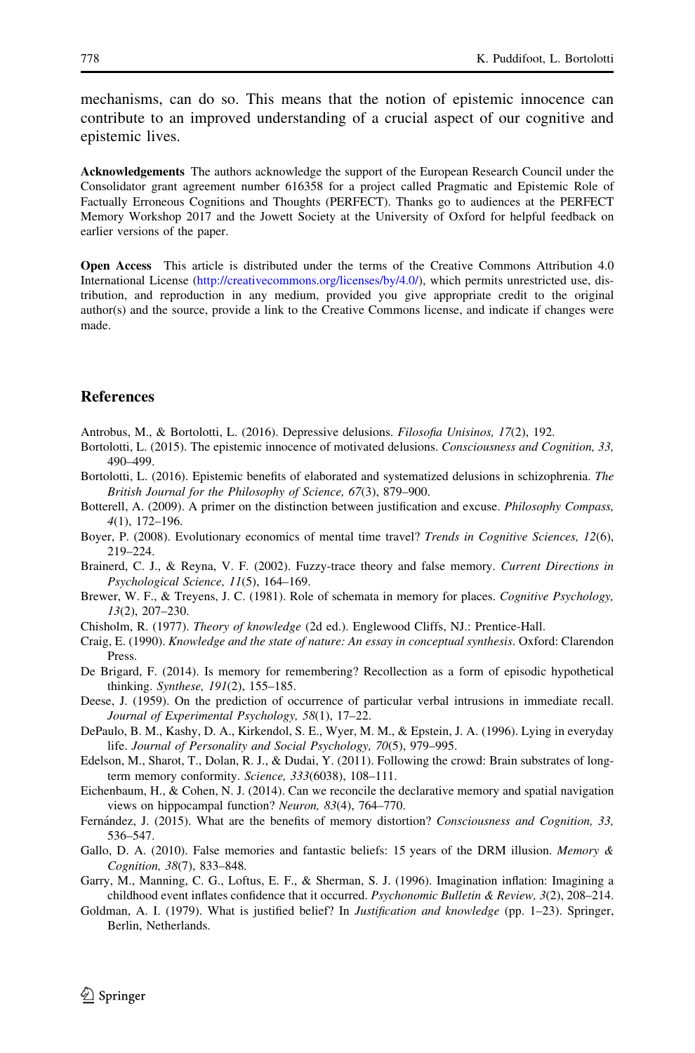mechanisms, can do so. This means that the notion of epistemic innocence can contribute to an improved understanding of a crucial aspect of our cognitive and epistemic lives.

**Acknowledgements** The authors acknowledge the support of the European Research Council under the Consolidator grant agreement number 616358 for a project called Pragmatic and Epistemic Role of Factually Erroneous Cognitions and Thoughts (PERFECT). Thanks go to audiences at the PERFECT Memory Workshop 2017 and the Jowett Society at the University of Oxford for helpful feedback on earlier versions of the paper.

**Open Access** This article is distributed under the terms of the Creative Commons Attribution 4.0 International License (http://creativecommons.org/licenses/by/4.0/), which permits unrestricted use, distribution, and reproduction in any medium, provided you give appropriate credit to the original author(s) and the source, provide a link to the Creative Commons license, and indicate if changes were made.

## References

Antrobus, M., & Bortolotti, L. (2016). Depressive delusions. *Filosofia Unisinos, 17*(2), 192.

Bortolotti, L. (2015). The epistemic innocence of motivated delusions. *Consciousness and Cognition, 33,* 490–499.

Bortolotti, L. (2016). Epistemic benefits of elaborated and systematized delusions in schizophrenia. *The British Journal for the Philosophy of Science, 67*(3), 879–900.

Botterell, A. (2009). A primer on the distinction between justification and excuse. *Philosophy Compass, 4*(1), 172–196.

Boyer, P. (2008). Evolutionary economics of mental time travel? *Trends in Cognitive Sciences, 12*(6), 219–224.

Brainerd, C. J., & Reyna, V. F. (2002). Fuzzy-trace theory and false memory. *Current Directions in Psychological Science, 11*(5), 164–169.

Brewer, W. F., & Treyens, J. C. (1981). Role of schemata in memory for places. *Cognitive Psychology, 13*(2), 207–230.

Chisholm, R. (1977). *Theory of knowledge* (2d ed.). Englewood Cliffs, NJ.: Prentice-Hall.

Craig, E. (1990). *Knowledge and the state of nature: An essay in conceptual synthesis*. Oxford: Clarendon Press.

De Brigard, F. (2014). Is memory for remembering? Recollection as a form of episodic hypothetical thinking. *Synthese, 191*(2), 155–185.

Deese, J. (1959). On the prediction of occurrence of particular verbal intrusions in immediate recall. *Journal of Experimental Psychology, 58*(1), 17–22.

DePaulo, B. M., Kashy, D. A., Kirkendol, S. E., Wyer, M. M., & Epstein, J. A. (1996). Lying in everyday life. *Journal of Personality and Social Psychology, 70*(5), 979–995.

Edelson, M., Sharot, T., Dolan, R. J., & Dudai, Y. (2011). Following the crowd: Brain substrates of long-term memory conformity. *Science, 333*(6038), 108–111.

Eichenbaum, H., & Cohen, N. J. (2014). Can we reconcile the declarative memory and spatial navigation views on hippocampal function? *Neuron, 83*(4), 764–770.

Fernández, J. (2015). What are the benefits of memory distortion? *Consciousness and Cognition, 33,* 536–547.

Gallo, D. A. (2010). False memories and fantastic beliefs: 15 years of the DRM illusion. *Memory & Cognition, 38*(7), 833–848.

Garry, M., Manning, C. G., Loftus, E. F., & Sherman, S. J. (1996). Imagination inflation: Imagining a childhood event inflates confidence that it occurred. *Psychonomic Bulletin & Review, 3*(2), 208–214.

Goldman, A. I. (1979). What is justified belief? In *Justification and knowledge* (pp. 1–23). Springer, Berlin, Netherlands.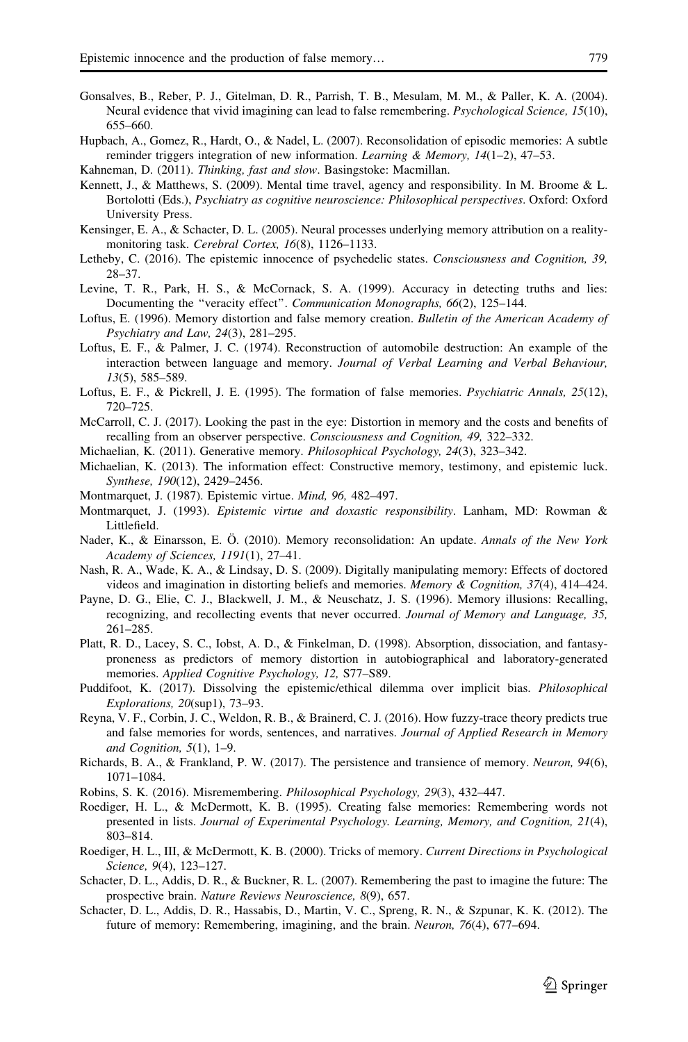Gonsalves, B., Reber, P. J., Gitelman, D. R., Parrish, T. B., Mesulam, M. M., & Paller, K. A. (2004). Neural evidence that vivid imagining can lead to false remembering. *Psychological Science, 15*(10), 655–660.

Hupbach, A., Gomez, R., Hardt, O., & Nadel, L. (2007). Reconsolidation of episodic memories: A subtle reminder triggers integration of new information. *Learning & Memory, 14*(1–2), 47–53.

Kahneman, D. (2011). *Thinking, fast and slow*. Basingstoke: Macmillan.

Kennett, J., & Matthews, S. (2009). Mental time travel, agency and responsibility. In M. Broome & L. Bortolotti (Eds.), *Psychiatry as cognitive neuroscience: Philosophical perspectives*. Oxford: Oxford University Press.

Kensinger, E. A., & Schacter, D. L. (2005). Neural processes underlying memory attribution on a reality-monitoring task. *Cerebral Cortex, 16*(8), 1126–1133.

Letheby, C. (2016). The epistemic innocence of psychedelic states. *Consciousness and Cognition, 39,* 28–37.

Levine, T. R., Park, H. S., & McCornack, S. A. (1999). Accuracy in detecting truths and lies: Documenting the "veracity effect". *Communication Monographs, 66*(2), 125–144.

Loftus, E. (1996). Memory distortion and false memory creation. *Bulletin of the American Academy of Psychiatry and Law, 24*(3), 281–295.

Loftus, E. F., & Palmer, J. C. (1974). Reconstruction of automobile destruction: An example of the interaction between language and memory. *Journal of Verbal Learning and Verbal Behaviour, 13*(5), 585–589.

Loftus, E. F., & Pickrell, J. E. (1995). The formation of false memories. *Psychiatric Annals, 25*(12), 720–725.

McCarroll, C. J. (2017). Looking the past in the eye: Distortion in memory and the costs and benefits of recalling from an observer perspective. *Consciousness and Cognition, 49,* 322–332.

Michaelian, K. (2011). Generative memory. *Philosophical Psychology, 24*(3), 323–342.

Michaelian, K. (2013). The information effect: Constructive memory, testimony, and epistemic luck. *Synthese, 190*(12), 2429–2456.

Montmarquet, J. (1987). Epistemic virtue. *Mind, 96,* 482–497.

Montmarquet, J. (1993). *Epistemic virtue and doxastic responsibility*. Lanham, MD: Rowman & Littlefield.

Nader, K., & Einarsson, E. Ö. (2010). Memory reconsolidation: An update. *Annals of the New York Academy of Sciences, 1191*(1), 27–41.

Nash, R. A., Wade, K. A., & Lindsay, D. S. (2009). Digitally manipulating memory: Effects of doctored videos and imagination in distorting beliefs and memories. *Memory & Cognition, 37*(4), 414–424.

Payne, D. G., Elie, C. J., Blackwell, J. M., & Neuschatz, J. S. (1996). Memory illusions: Recalling, recognizing, and recollecting events that never occurred. *Journal of Memory and Language, 35,* 261–285.

Platt, R. D., Lacey, S. C., Iobst, A. D., & Finkelman, D. (1998). Absorption, dissociation, and fantasy-proneness as predictors of memory distortion in autobiographical and laboratory-generated memories. *Applied Cognitive Psychology, 12,* S77–S89.

Puddifoot, K. (2017). Dissolving the epistemic/ethical dilemma over implicit bias. *Philosophical Explorations, 20*(sup1), 73–93.

Reyna, V. F., Corbin, J. C., Weldon, R. B., & Brainerd, C. J. (2016). How fuzzy-trace theory predicts true and false memories for words, sentences, and narratives. *Journal of Applied Research in Memory and Cognition, 5*(1), 1–9.

Richards, B. A., & Frankland, P. W. (2017). The persistence and transience of memory. *Neuron, 94*(6), 1071–1084.

Robins, S. K. (2016). Misremembering. *Philosophical Psychology, 29*(3), 432–447.

Roediger, H. L., & McDermott, K. B. (1995). Creating false memories: Remembering words not presented in lists. *Journal of Experimental Psychology. Learning, Memory, and Cognition, 21*(4), 803–814.

Roediger, H. L., III, & McDermott, K. B. (2000). Tricks of memory. *Current Directions in Psychological Science, 9*(4), 123–127.

Schacter, D. L., Addis, D. R., & Buckner, R. L. (2007). Remembering the past to imagine the future: The prospective brain. *Nature Reviews Neuroscience, 8*(9), 657.

Schacter, D. L., Addis, D. R., Hassabis, D., Martin, V. C., Spreng, R. N., & Szpunar, K. K. (2012). The future of memory: Remembering, imagining, and the brain. *Neuron, 76*(4), 677–694.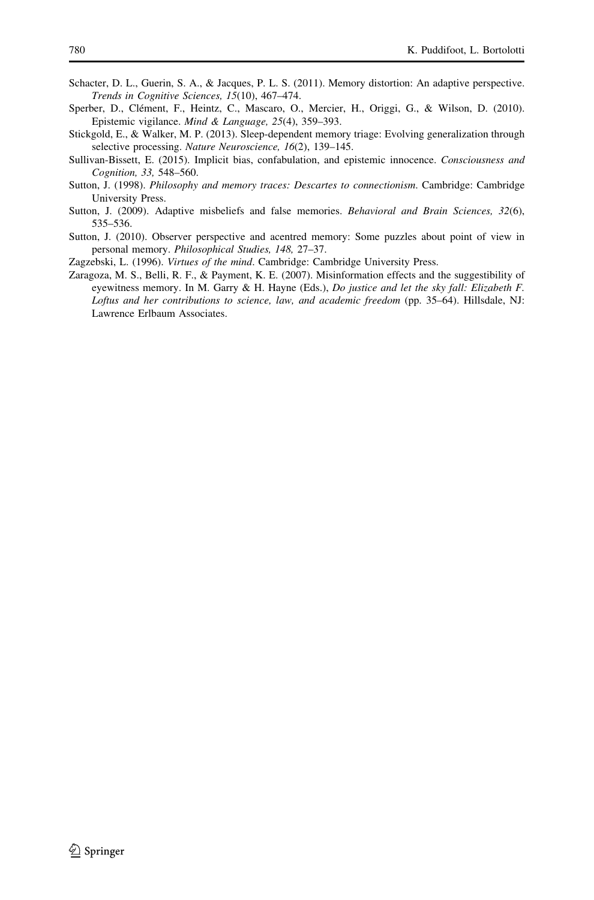Schacter, D. L., Guerin, S. A., & Jacques, P. L. S. (2011). Memory distortion: An adaptive perspective. *Trends in Cognitive Sciences, 15*(10), 467–474.

Sperber, D., Clément, F., Heintz, C., Mascaro, O., Mercier, H., Origgi, G., & Wilson, D. (2010). Epistemic vigilance. *Mind & Language, 25*(4), 359–393.

Stickgold, E., & Walker, M. P. (2013). Sleep-dependent memory triage: Evolving generalization through selective processing. *Nature Neuroscience, 16*(2), 139–145.

Sullivan-Bissett, E. (2015). Implicit bias, confabulation, and epistemic innocence. *Consciousness and Cognition, 33,* 548–560.

Sutton, J. (1998). *Philosophy and memory traces: Descartes to connectionism*. Cambridge: Cambridge University Press.

Sutton, J. (2009). Adaptive misbeliefs and false memories. *Behavioral and Brain Sciences, 32*(6), 535–536.

Sutton, J. (2010). Observer perspective and acentred memory: Some puzzles about point of view in personal memory. *Philosophical Studies, 148,* 27–37.

Zagzebski, L. (1996). *Virtues of the mind*. Cambridge: Cambridge University Press.

Zaragoza, M. S., Belli, R. F., & Payment, K. E. (2007). Misinformation effects and the suggestibility of eyewitness memory. In M. Garry & H. Hayne (Eds.), *Do justice and let the sky fall: Elizabeth F. Loftus and her contributions to science, law, and academic freedom* (pp. 35–64). Hillsdale, NJ: Lawrence Erlbaum Associates.